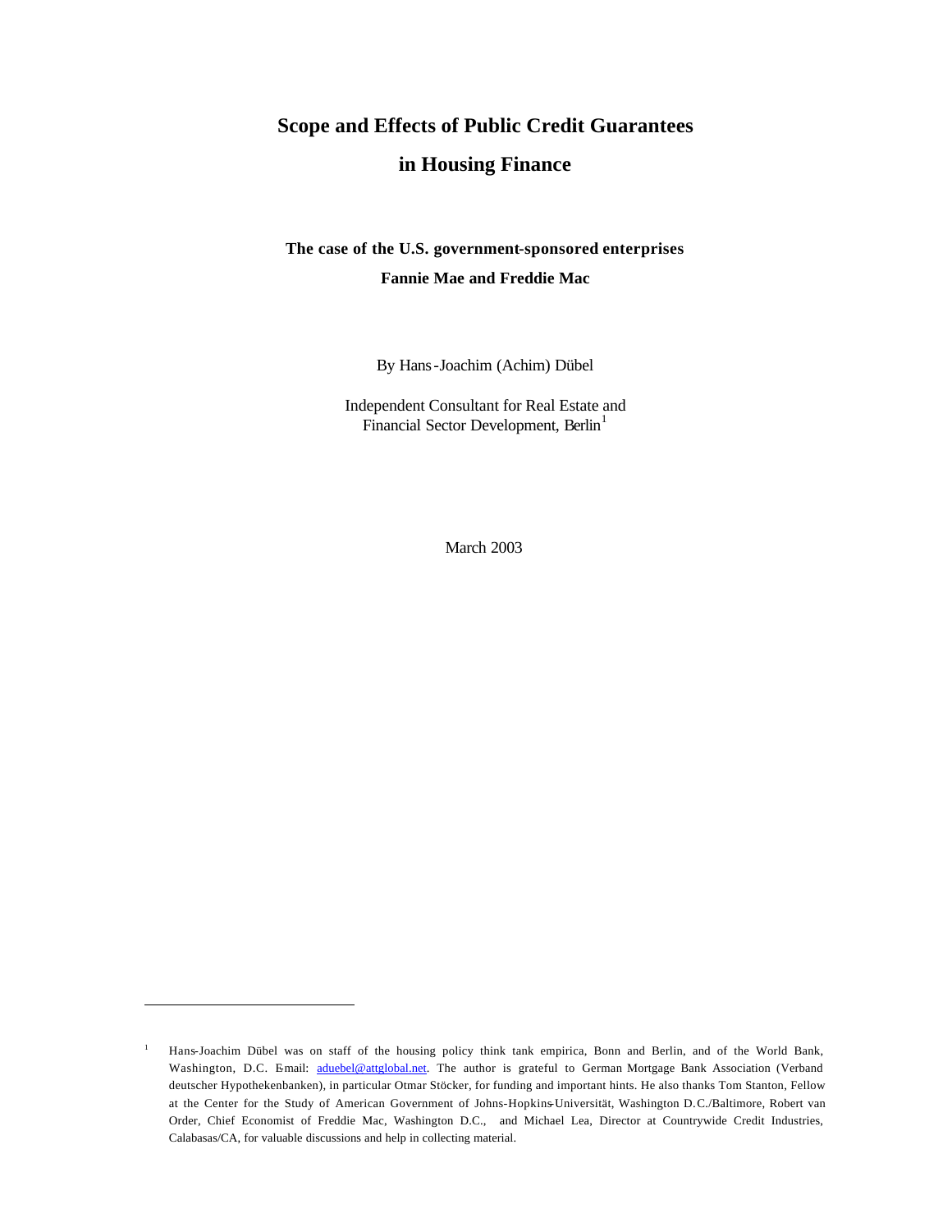# Scope and Effects of Public Credit Guarantees in Housing Finance

## The case of the U.S. government-sponsored enterprises Fannie Mae and Freddie Mac

By Hans-Joachim (Achim) Dübel

Independent Consultant for Real Estate and Financial Sector Development, Berlin[1]

March 2003

---

[1] Hans-Joachim Dübel was on staff of the housing policy think tank empirica, Bonn and Berlin, and of the World Bank, Washington, D.C. E-mail: aduebel@attglobal.net. The author is grateful to German Mortgage Bank Association (Verband deutscher Hypothekenbanken), in particular Otmar Stöcker, for funding and important hints. He also thanks Tom Stanton, Fellow at the Center for the Study of American Government of Johns-Hopkins-Universität, Washington D.C./Baltimore, Robert van Order, Chief Economist of Freddie Mac, Washington D.C., and Michael Lea, Director at Countrywide Credit Industries, Calabasas/CA, for valuable discussions and help in collecting material.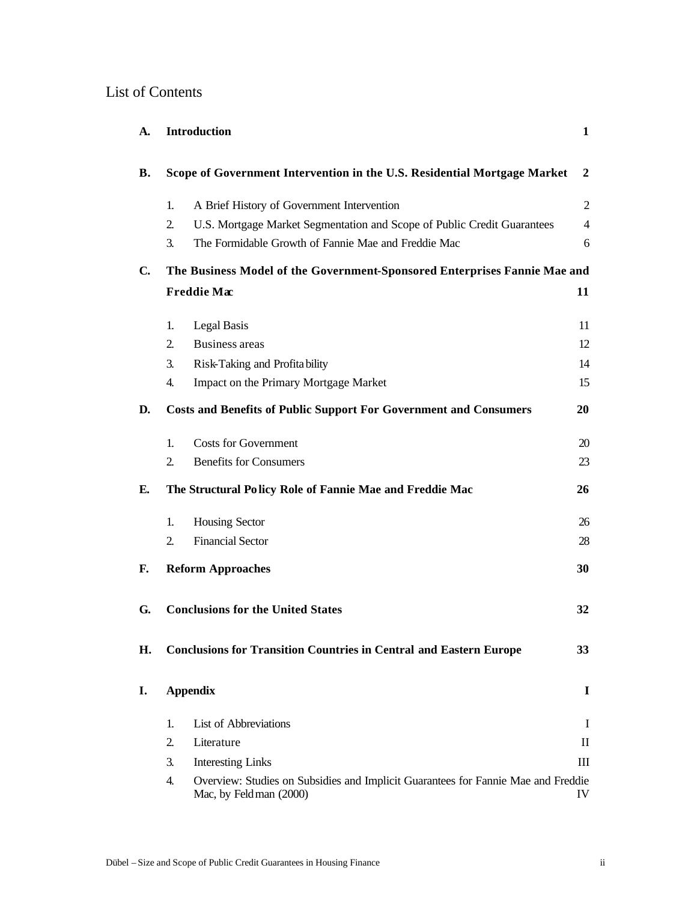# List of Contents

| | | | |
|---|---|---|---|
| **A.** | **Introduction** | | **1** |
| **B.** | **Scope of Government Intervention in the U.S. Residential Mortgage Market** | | **2** |
| | 1. | A Brief History of Government Intervention | 2 |
| | 2. | U.S. Mortgage Market Segmentation and Scope of Public Credit Guarantees | 4 |
| | 3. | The Formidable Growth of Fannie Mae and Freddie Mac | 6 |
| **C.** | **The Business Model of the Government-Sponsored Enterprises Fannie Mae and Freddie Mac** | | **11** |
| | 1. | Legal Basis | 11 |
| | 2. | Business areas | 12 |
| | 3. | Risk-Taking and Profitability | 14 |
| | 4. | Impact on the Primary Mortgage Market | 15 |
| **D.** | **Costs and Benefits of Public Support For Government and Consumers** | | **20** |
| | 1. | Costs for Government | 20 |
| | 2. | Benefits for Consumers | 23 |
| **E.** | **The Structural Policy Role of Fannie Mae and Freddie Mac** | | **26** |
| | 1. | Housing Sector | 26 |
| | 2. | Financial Sector | 28 |
| **F.** | **Reform Approaches** | | **30** |
| **G.** | **Conclusions for the United States** | | **32** |
| **H.** | **Conclusions for Transition Countries in Central and Eastern Europe** | | **33** |
| **I.** | **Appendix** | | **I** |
| | 1. | List of Abbreviations | I |
| | 2. | Literature | II |
| | 3. | Interesting Links | III |
| | 4. | Overview: Studies on Subsidies and Implicit Guarantees for Fannie Mae and Freddie Mac, by Feldman (2000) | IV |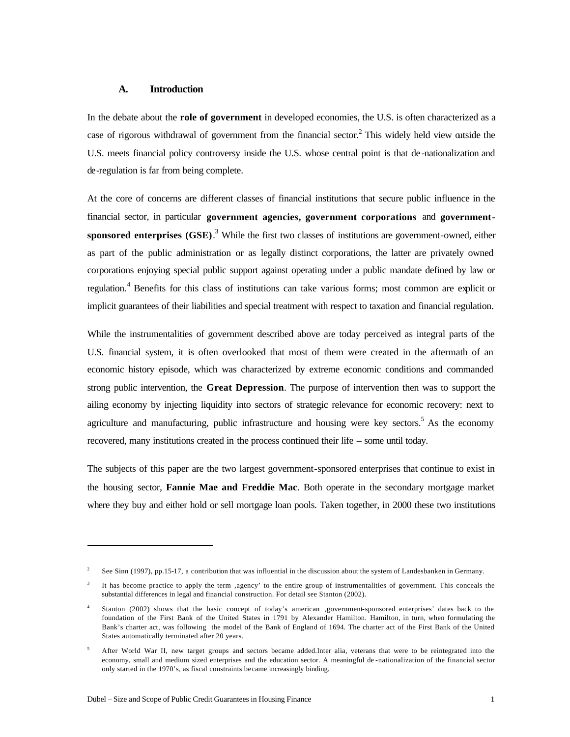## A. Introduction

In the debate about the **role of government** in developed economies, the U.S. is often characterized as a case of rigorous withdrawal of government from the financial sector.[2] This widely held view outside the U.S. meets financial policy controversy inside the U.S. whose central point is that de-nationalization and de-regulation is far from being complete.

At the core of concerns are different classes of financial institutions that secure public influence in the financial sector, in particular **government agencies, government corporations** and **government-sponsored enterprises (GSE)**.[3] While the first two classes of institutions are government-owned, either as part of the public administration or as legally distinct corporations, the latter are privately owned corporations enjoying special public support against operating under a public mandate defined by law or regulation.[4] Benefits for this class of institutions can take various forms; most common are explicit or implicit guarantees of their liabilities and special treatment with respect to taxation and financial regulation.

While the instrumentalities of government described above are today perceived as integral parts of the U.S. financial system, it is often overlooked that most of them were created in the aftermath of an economic history episode, which was characterized by extreme economic conditions and commanded strong public intervention, the **Great Depression**. The purpose of intervention then was to support the ailing economy by injecting liquidity into sectors of strategic relevance for economic recovery: next to agriculture and manufacturing, public infrastructure and housing were key sectors.[5] As the economy recovered, many institutions created in the process continued their life – some until today.

The subjects of this paper are the two largest government-sponsored enterprises that continue to exist in the housing sector, **Fannie Mae and Freddie Mac**. Both operate in the secondary mortgage market where they buy and either hold or sell mortgage loan pools. Taken together, in 2000 these two institutions

---

[2] See Sinn (1997), pp.15-17, a contribution that was influential in the discussion about the system of Landesbanken in Germany.

[3] It has become practice to apply the term ‚agency' to the entire group of instrumentalities of government. This conceals the substantial differences in legal and financial construction. For detail see Stanton (2002).

[4] Stanton (2002) shows that the basic concept of today's american ‚government-sponsored enterprises' dates back to the foundation of the First Bank of the United States in 1791 by Alexander Hamilton. Hamilton, in turn, when formulating the Bank's charter act, was following the model of the Bank of England of 1694. The charter act of the First Bank of the United States automatically terminated after 20 years.

[5] After World War II, new target groups and sectors became added.Inter alia, veterans that were to be reintegrated into the economy, small and medium sized enterprises and the education sector. A meaningful de-nationalization of the financial sector only started in the 1970's, as fiscal constraints became increasingly binding.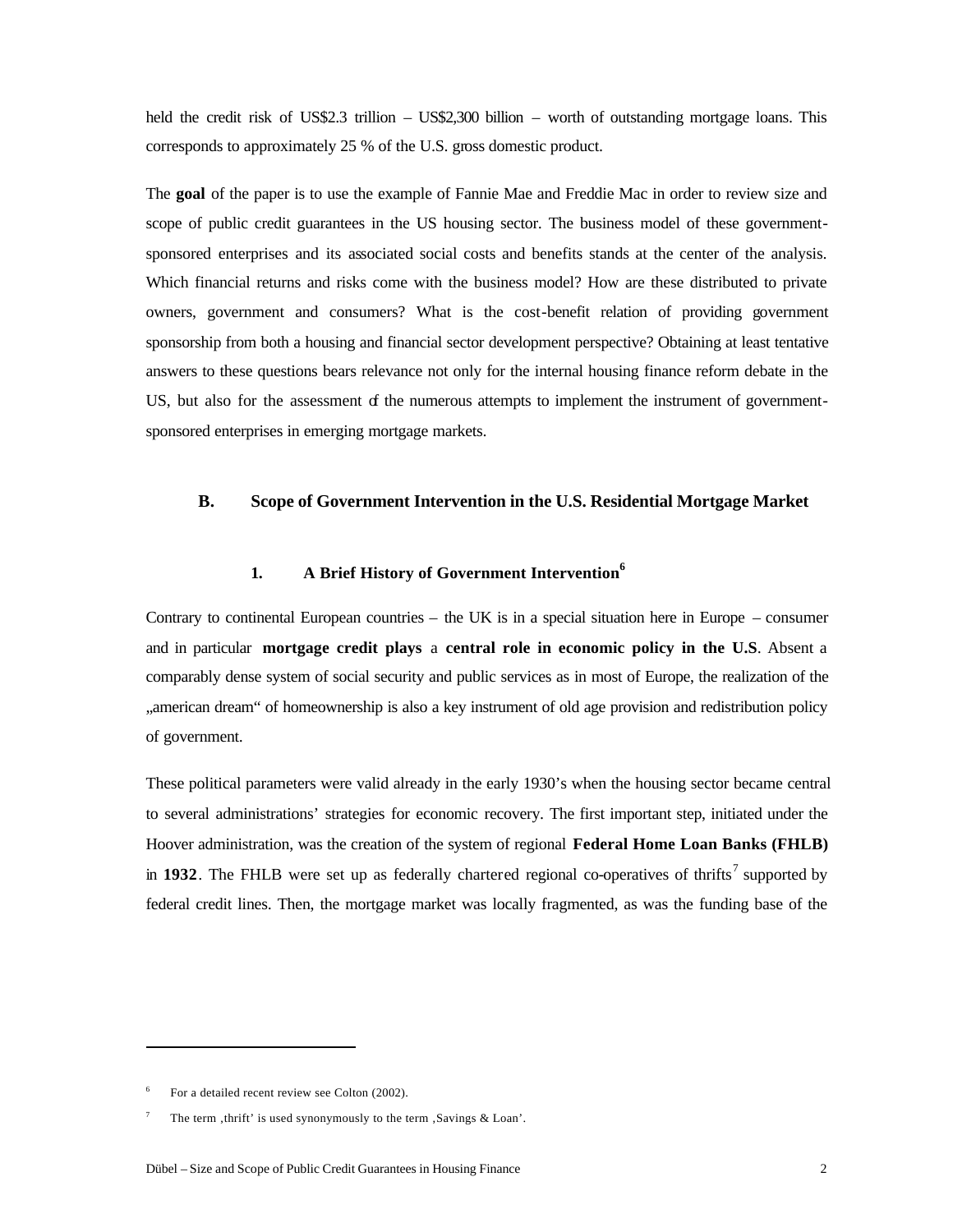held the credit risk of US$2.3 trillion – US$2,300 billion – worth of outstanding mortgage loans. This corresponds to approximately 25 % of the U.S. gross domestic product.

The **goal** of the paper is to use the example of Fannie Mae and Freddie Mac in order to review size and scope of public credit guarantees in the US housing sector. The business model of these government-sponsored enterprises and its associated social costs and benefits stands at the center of the analysis. Which financial returns and risks come with the business model? How are these distributed to private owners, government and consumers? What is the cost-benefit relation of providing government sponsorship from both a housing and financial sector development perspective? Obtaining at least tentative answers to these questions bears relevance not only for the internal housing finance reform debate in the US, but also for the assessment of the numerous attempts to implement the instrument of government-sponsored enterprises in emerging mortgage markets.

## B. Scope of Government Intervention in the U.S. Residential Mortgage Market

### 1. A Brief History of Government Intervention[6]

Contrary to continental European countries – the UK is in a special situation here in Europe – consumer and in particular **mortgage credit plays** a **central role in economic policy in the U.S**. Absent a comparably dense system of social security and public services as in most of Europe, the realization of the „american dream" of homeownership is also a key instrument of old age provision and redistribution policy of government.

These political parameters were valid already in the early 1930's when the housing sector became central to several administrations' strategies for economic recovery. The first important step, initiated under the Hoover administration, was the creation of the system of regional **Federal Home Loan Banks (FHLB)** in **1932**. The FHLB were set up as federally chartered regional co-operatives of thrifts[7] supported by federal credit lines. Then, the mortgage market was locally fragmented, as was the funding base of the

---

[6] For a detailed recent review see Colton (2002).

[7] The term ‚thrift' is used synonymously to the term ‚Savings & Loan'.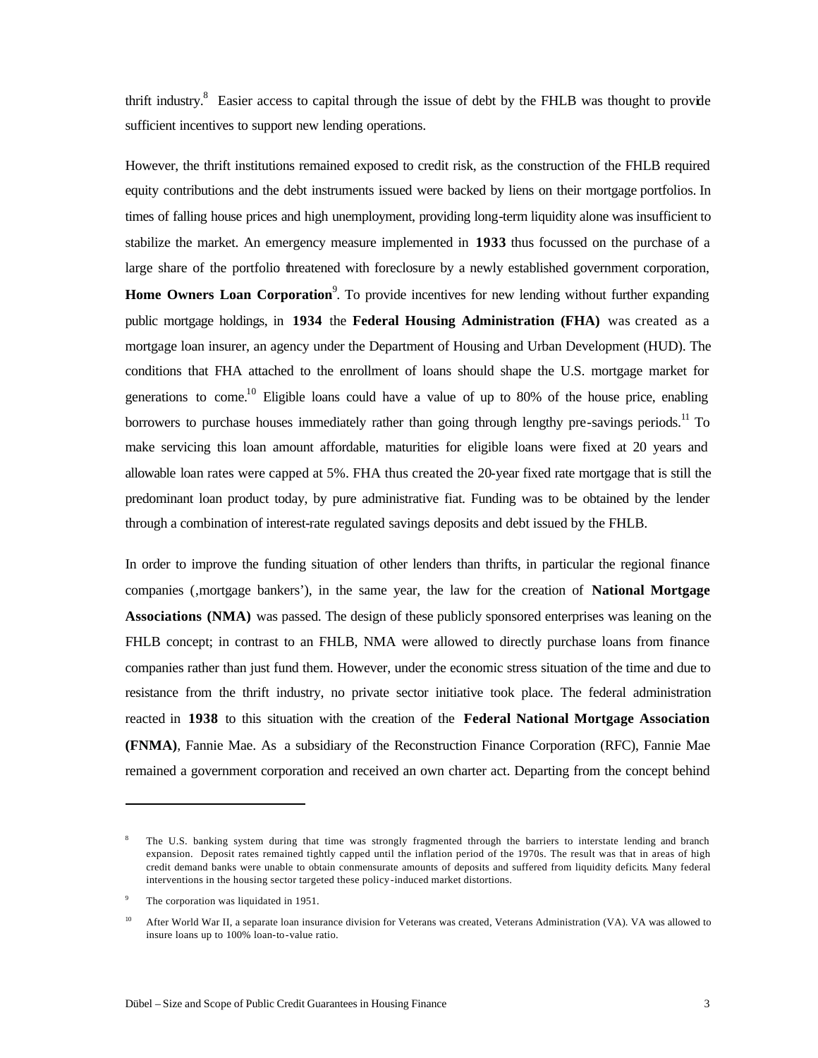thrift industry.[8] Easier access to capital through the issue of debt by the FHLB was thought to provide sufficient incentives to support new lending operations.

However, the thrift institutions remained exposed to credit risk, as the construction of the FHLB required equity contributions and the debt instruments issued were backed by liens on their mortgage portfolios. In times of falling house prices and high unemployment, providing long-term liquidity alone was insufficient to stabilize the market. An emergency measure implemented in **1933** thus focussed on the purchase of a large share of the portfolio threatened with foreclosure by a newly established government corporation, **Home Owners Loan Corporation**[9]. To provide incentives for new lending without further expanding public mortgage holdings, in **1934** the **Federal Housing Administration (FHA)** was created as a mortgage loan insurer, an agency under the Department of Housing and Urban Development (HUD). The conditions that FHA attached to the enrollment of loans should shape the U.S. mortgage market for generations to come.[10] Eligible loans could have a value of up to 80% of the house price, enabling borrowers to purchase houses immediately rather than going through lengthy pre-savings periods.[11] To make servicing this loan amount affordable, maturities for eligible loans were fixed at 20 years and allowable loan rates were capped at 5%. FHA thus created the 20-year fixed rate mortgage that is still the predominant loan product today, by pure administrative fiat. Funding was to be obtained by the lender through a combination of interest-rate regulated savings deposits and debt issued by the FHLB.

In order to improve the funding situation of other lenders than thrifts, in particular the regional finance companies (‚mortgage bankers'), in the same year, the law for the creation of **National Mortgage Associations (NMA)** was passed. The design of these publicly sponsored enterprises was leaning on the FHLB concept; in contrast to an FHLB, NMA were allowed to directly purchase loans from finance companies rather than just fund them. However, under the economic stress situation of the time and due to resistance from the thrift industry, no private sector initiative took place. The federal administration reacted in **1938** to this situation with the creation of the **Federal National Mortgage Association (FNMA)**, Fannie Mae. As a subsidiary of the Reconstruction Finance Corporation (RFC), Fannie Mae remained a government corporation and received an own charter act. Departing from the concept behind

---

[8] The U.S. banking system during that time was strongly fragmented through the barriers to interstate lending and branch expansion. Deposit rates remained tightly capped until the inflation period of the 1970s. The result was that in areas of high credit demand banks were unable to obtain conmensurate amounts of deposits and suffered from liquidity deficits. Many federal interventions in the housing sector targeted these policy-induced market distortions.

[9] The corporation was liquidated in 1951.

[10] After World War II, a separate loan insurance division for Veterans was created, Veterans Administration (VA). VA was allowed to insure loans up to 100% loan-to-value ratio.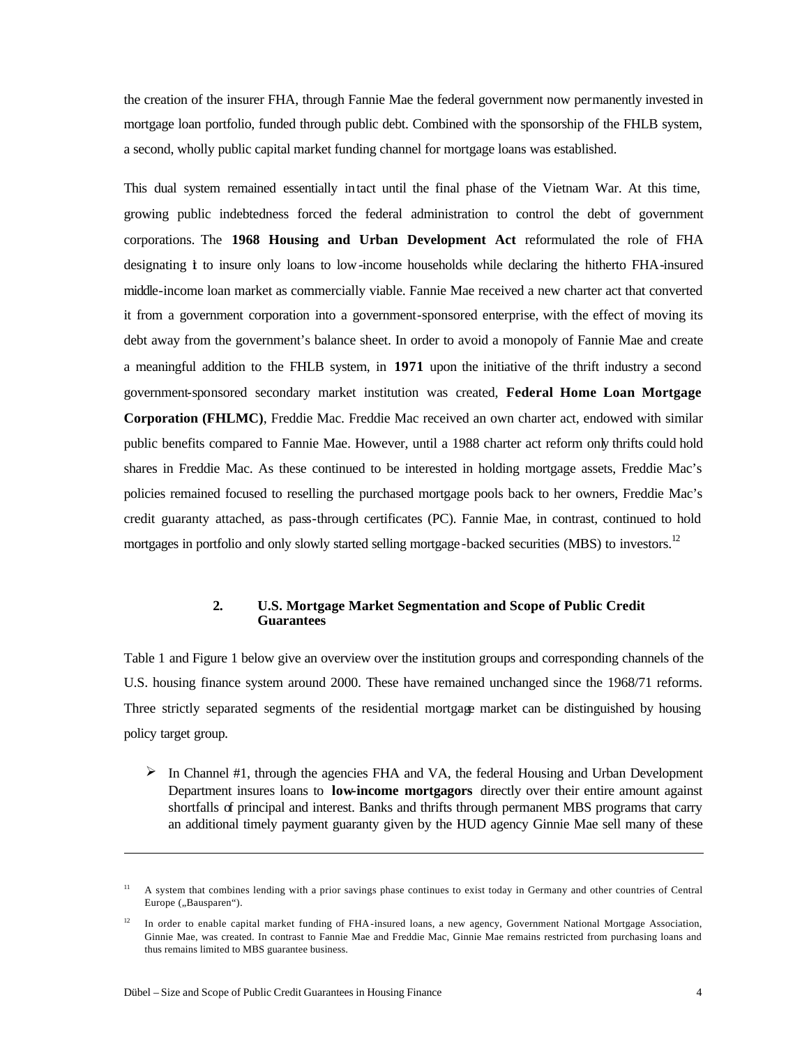the creation of the insurer FHA, through Fannie Mae the federal government now permanently invested in mortgage loan portfolio, funded through public debt. Combined with the sponsorship of the FHLB system, a second, wholly public capital market funding channel for mortgage loans was established.

This dual system remained essentially intact until the final phase of the Vietnam War. At this time, growing public indebtedness forced the federal administration to control the debt of government corporations. The **1968 Housing and Urban Development Act** reformulated the role of FHA designating it to insure only loans to low-income households while declaring the hitherto FHA-insured middle-income loan market as commercially viable. Fannie Mae received a new charter act that converted it from a government corporation into a government-sponsored enterprise, with the effect of moving its debt away from the government's balance sheet. In order to avoid a monopoly of Fannie Mae and create a meaningful addition to the FHLB system, in **1971** upon the initiative of the thrift industry a second government-sponsored secondary market institution was created, **Federal Home Loan Mortgage Corporation (FHLMC)**, Freddie Mac. Freddie Mac received an own charter act, endowed with similar public benefits compared to Fannie Mae. However, until a 1988 charter act reform only thrifts could hold shares in Freddie Mac. As these continued to be interested in holding mortgage assets, Freddie Mac's policies remained focused to reselling the purchased mortgage pools back to her owners, Freddie Mac's credit guaranty attached, as pass-through certificates (PC). Fannie Mae, in contrast, continued to hold mortgages in portfolio and only slowly started selling mortgage-backed securities (MBS) to investors.[12]

## 2. U.S. Mortgage Market Segmentation and Scope of Public Credit Guarantees

Table 1 and Figure 1 below give an overview over the institution groups and corresponding channels of the U.S. housing finance system around 2000. These have remained unchanged since the 1968/71 reforms. Three strictly separated segments of the residential mortgage market can be distinguished by housing policy target group.

- In Channel #1, through the agencies FHA and VA, the federal Housing and Urban Development Department insures loans to **low-income mortgagors** directly over their entire amount against shortfalls of principal and interest. Banks and thrifts through permanent MBS programs that carry an additional timely payment guaranty given by the HUD agency Ginnie Mae sell many of these

---

[11] A system that combines lending with a prior savings phase continues to exist today in Germany and other countries of Central Europe („Bausparen").

[12] In order to enable capital market funding of FHA-insured loans, a new agency, Government National Mortgage Association, Ginnie Mae, was created. In contrast to Fannie Mae and Freddie Mac, Ginnie Mae remains restricted from purchasing loans and thus remains limited to MBS guarantee business.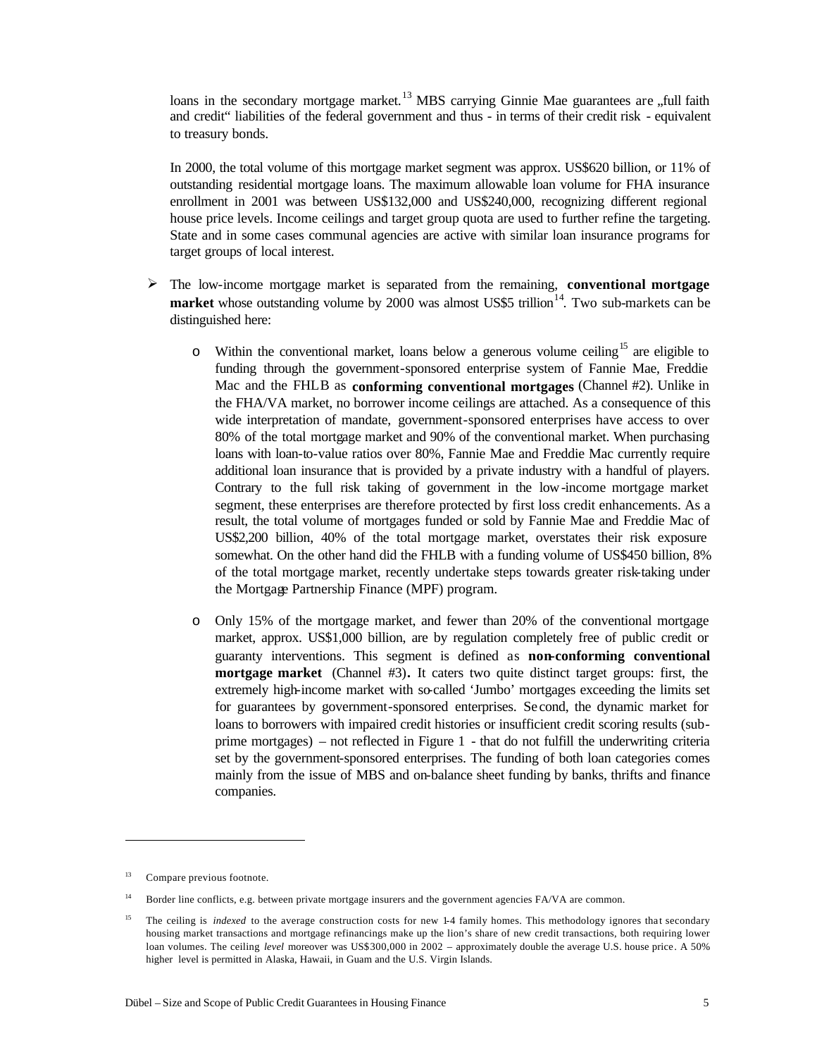loans in the secondary mortgage market.[13] MBS carrying Ginnie Mae guarantees are „full faith and credit" liabilities of the federal government and thus - in terms of their credit risk - equivalent to treasury bonds.

In 2000, the total volume of this mortgage market segment was approx. US$620 billion, or 11% of outstanding residential mortgage loans. The maximum allowable loan volume for FHA insurance enrollment in 2001 was between US$132,000 and US$240,000, recognizing different regional house price levels. Income ceilings and target group quota are used to further refine the targeting. State and in some cases communal agencies are active with similar loan insurance programs for target groups of local interest.

- The low-income mortgage market is separated from the remaining, **conventional mortgage market** whose outstanding volume by 2000 was almost US$5 trillion[14]. Two sub-markets can be distinguished here:
  - Within the conventional market, loans below a generous volume ceiling[15] are eligible to funding through the government-sponsored enterprise system of Fannie Mae, Freddie Mac and the FHLB as **conforming conventional mortgages** (Channel #2). Unlike in the FHA/VA market, no borrower income ceilings are attached. As a consequence of this wide interpretation of mandate, government-sponsored enterprises have access to over 80% of the total mortgage market and 90% of the conventional market. When purchasing loans with loan-to-value ratios over 80%, Fannie Mae and Freddie Mac currently require additional loan insurance that is provided by a private industry with a handful of players. Contrary to the full risk taking of government in the low-income mortgage market segment, these enterprises are therefore protected by first loss credit enhancements. As a result, the total volume of mortgages funded or sold by Fannie Mae and Freddie Mac of US$2,200 billion, 40% of the total mortgage market, overstates their risk exposure somewhat. On the other hand did the FHLB with a funding volume of US$450 billion, 8% of the total mortgage market, recently undertake steps towards greater risk-taking under the Mortgage Partnership Finance (MPF) program.
  - Only 15% of the mortgage market, and fewer than 20% of the conventional mortgage market, approx. US$1,000 billion, are by regulation completely free of public credit or guaranty interventions. This segment is defined as **non-conforming conventional mortgage market** (Channel #3). It caters two quite distinct target groups: first, the extremely high-income market with so-called 'Jumbo' mortgages exceeding the limits set for guarantees by government-sponsored enterprises. Second, the dynamic market for loans to borrowers with impaired credit histories or insufficient credit scoring results (sub-prime mortgages) – not reflected in Figure 1 - that do not fulfill the underwriting criteria set by the government-sponsored enterprises. The funding of both loan categories comes mainly from the issue of MBS and on-balance sheet funding by banks, thrifts and finance companies.

---

[13] Compare previous footnote.

[14] Border line conflicts, e.g. between private mortgage insurers and the government agencies FA/VA are common.

[15] The ceiling is *indexed* to the average construction costs for new 1-4 family homes. This methodology ignores that secondary housing market transactions and mortgage refinancings make up the lion's share of new credit transactions, both requiring lower loan volumes. The ceiling *level* moreover was US$300,000 in 2002 – approximately double the average U.S. house price. A 50% higher level is permitted in Alaska, Hawaii, in Guam and the U.S. Virgin Islands.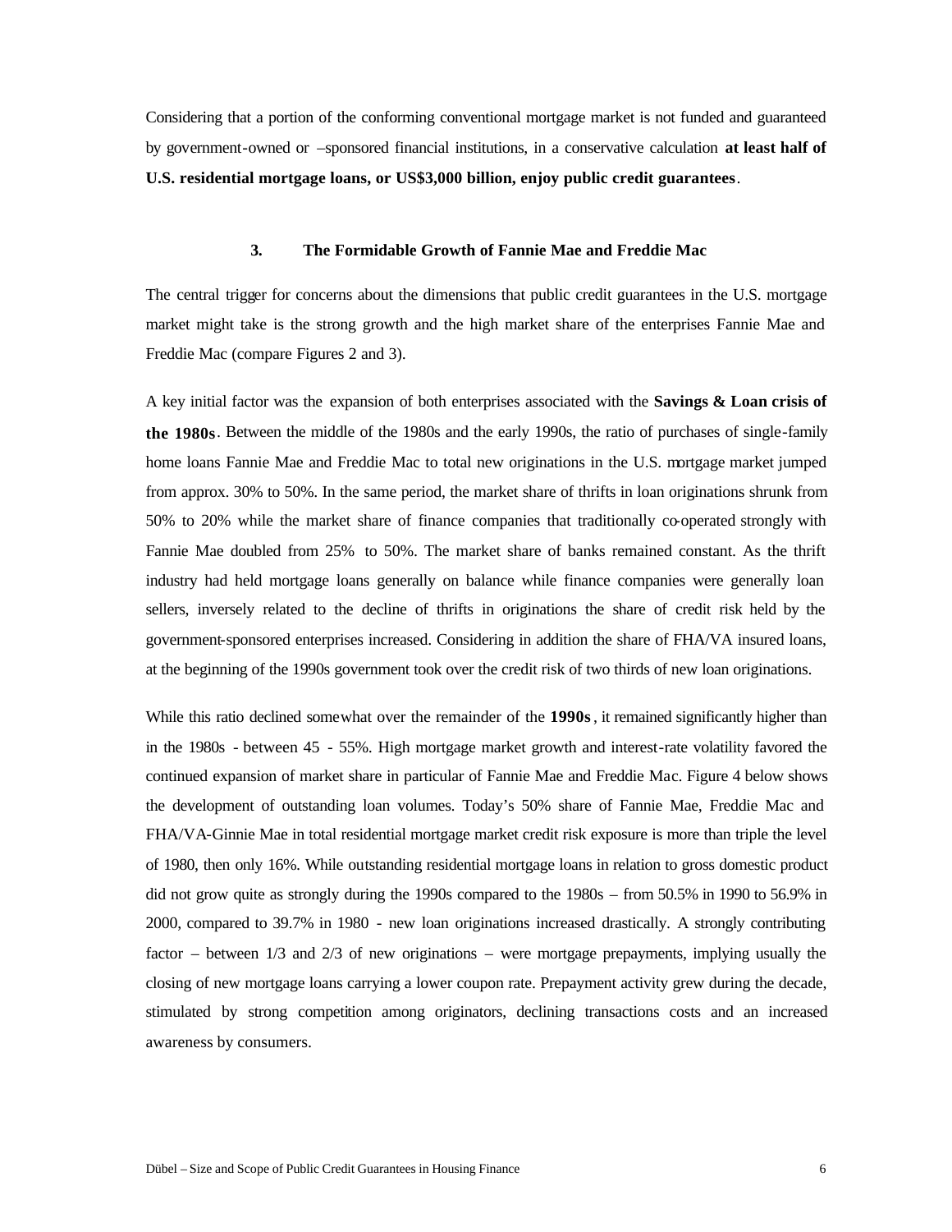Considering that a portion of the conforming conventional mortgage market is not funded and guaranteed by government-owned or –sponsored financial institutions, in a conservative calculation **at least half of U.S. residential mortgage loans, or US$3,000 billion, enjoy public credit guarantees**.

## 3. The Formidable Growth of Fannie Mae and Freddie Mac

The central trigger for concerns about the dimensions that public credit guarantees in the U.S. mortgage market might take is the strong growth and the high market share of the enterprises Fannie Mae and Freddie Mac (compare Figures 2 and 3).

A key initial factor was the expansion of both enterprises associated with the **Savings & Loan crisis of the 1980s**. Between the middle of the 1980s and the early 1990s, the ratio of purchases of single-family home loans Fannie Mae and Freddie Mac to total new originations in the U.S. mortgage market jumped from approx. 30% to 50%. In the same period, the market share of thrifts in loan originations shrunk from 50% to 20% while the market share of finance companies that traditionally co-operated strongly with Fannie Mae doubled from 25% to 50%. The market share of banks remained constant. As the thrift industry had held mortgage loans generally on balance while finance companies were generally loan sellers, inversely related to the decline of thrifts in originations the share of credit risk held by the government-sponsored enterprises increased. Considering in addition the share of FHA/VA insured loans, at the beginning of the 1990s government took over the credit risk of two thirds of new loan originations.

While this ratio declined somewhat over the remainder of the **1990s**, it remained significantly higher than in the 1980s - between 45 - 55%. High mortgage market growth and interest-rate volatility favored the continued expansion of market share in particular of Fannie Mae and Freddie Mac. Figure 4 below shows the development of outstanding loan volumes. Today's 50% share of Fannie Mae, Freddie Mac and FHA/VA-Ginnie Mae in total residential mortgage market credit risk exposure is more than triple the level of 1980, then only 16%. While outstanding residential mortgage loans in relation to gross domestic product did not grow quite as strongly during the 1990s compared to the 1980s – from 50.5% in 1990 to 56.9% in 2000, compared to 39.7% in 1980 - new loan originations increased drastically. A strongly contributing factor – between 1/3 and 2/3 of new originations – were mortgage prepayments, implying usually the closing of new mortgage loans carrying a lower coupon rate. Prepayment activity grew during the decade, stimulated by strong competition among originators, declining transactions costs and an increased awareness by consumers.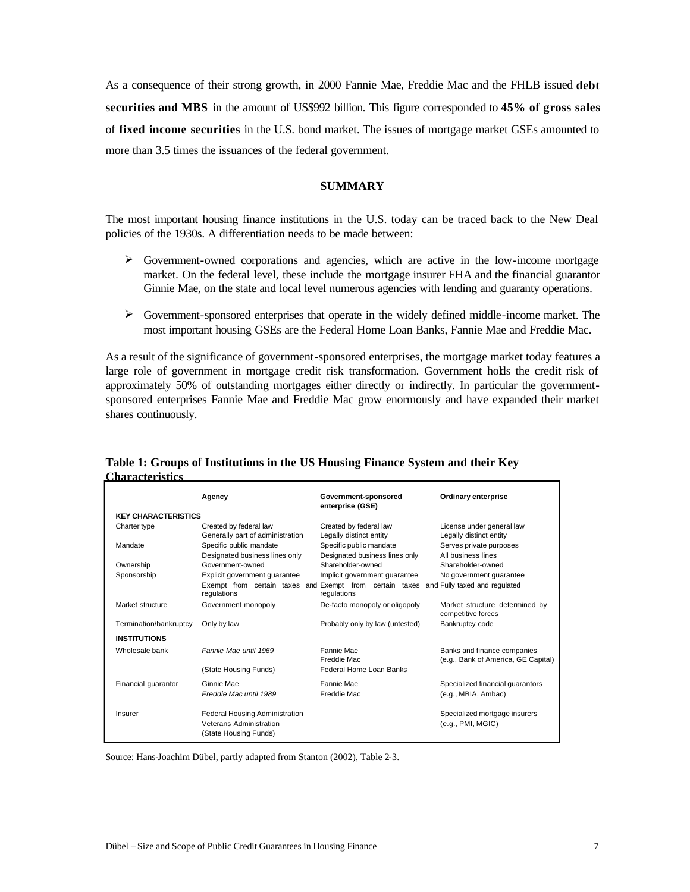As a consequence of their strong growth, in 2000 Fannie Mae, Freddie Mac and the FHLB issued **debt securities and MBS** in the amount of US$992 billion. This figure corresponded to **45% of gross sales** of **fixed income securities** in the U.S. bond market. The issues of mortgage market GSEs amounted to more than 3.5 times the issuances of the federal government.

## SUMMARY

The most important housing finance institutions in the U.S. today can be traced back to the New Deal policies of the 1930s. A differentiation needs to be made between:

- Government-owned corporations and agencies, which are active in the low-income mortgage market. On the federal level, these include the mortgage insurer FHA and the financial guarantor Ginnie Mae, on the state and local level numerous agencies with lending and guaranty operations.
- Government-sponsored enterprises that operate in the widely defined middle-income market. The most important housing GSEs are the Federal Home Loan Banks, Fannie Mae and Freddie Mac.

As a result of the significance of government-sponsored enterprises, the mortgage market today features a large role of government in mortgage credit risk transformation. Government holds the credit risk of approximately 50% of outstanding mortgages either directly or indirectly. In particular the government-sponsored enterprises Fannie Mae and Freddie Mac grow enormously and have expanded their market shares continuously.

**Table 1: Groups of Institutions in the US Housing Finance System and their Key Characteristics**

| | Agency | Government-sponsored enterprise (GSE) | Ordinary enterprise |
|---|---|---|---|
| **KEY CHARACTERISTICS** | | | |
| Charter type | Created by federal law<br>Generally part of administration | Created by federal law<br>Legally distinct entity | License under general law<br>Legally distinct entity |
| Mandate | Specific public mandate<br>Designated business lines only | Specific public mandate<br>Designated business lines only | Serves private purposes<br>All business lines |
| Ownership | Government-owned | Shareholder-owned | Shareholder-owned |
| Sponsorship | Explicit government guarantee<br>Exempt from certain taxes and regulations | Implicit government guarantee<br>Exempt from certain taxes and regulations | No government guarantee<br>Fully taxed and regulated |
| Market structure | Government monopoly | De-facto monopoly or oligopoly | Market structure determined by competitive forces |
| Termination/bankruptcy | Only by law | Probably only by law (untested) | Bankruptcy code |
| **INSTITUTIONS** | | | |
| Wholesale bank | *Fannie Mae until 1969*<br>(State Housing Funds) | Fannie Mae<br>Freddie Mac<br>Federal Home Loan Banks | Banks and finance companies (e.g., Bank of America, GE Capital) |
| Financial guarantor | Ginnie Mae<br>*Freddie Mac until 1989* | Fannie Mae<br>Freddie Mac | Specialized financial guarantors (e.g., MBIA, Ambac) |
| Insurer | Federal Housing Administration<br>Veterans Administration<br>(State Housing Funds) | | Specialized mortgage insurers (e.g., PMI, MGIC) |

Source: Hans-Joachim Dübel, partly adapted from Stanton (2002), Table 2-3.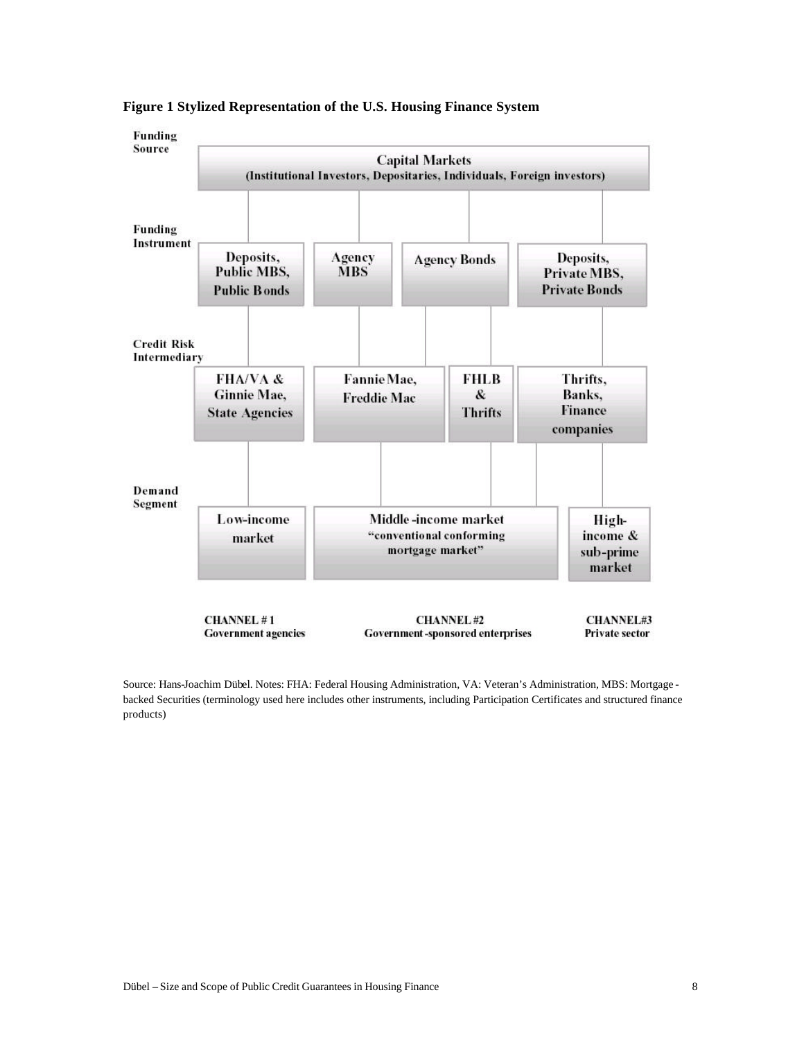**Figure 1 Stylized Representation of the U.S. Housing Finance System**

Funding Source

Capital Markets
(Institutional Investors, Depositaries, Individuals, Foreign investors)

Funding Instrument

Deposits, Public MBS, Public Bonds | Agency MBS | Agency Bonds | Deposits, Private MBS, Private Bonds

Credit Risk Intermediary

FHA/VA & Ginnie Mae, State Agencies | Fannie Mae, Freddie Mac | FHLB & Thrifts | Thrifts, Banks, Finance companies

Demand Segment

Low-income market | Middle-income market "conventional conforming mortgage market" | High-income & sub-prime market

CHANNEL # 1
Government agencies

CHANNEL #2
Government-sponsored enterprises

CHANNEL#3
Private sector

Source: Hans-Joachim Dübel. Notes: FHA: Federal Housing Administration, VA: Veteran's Administration, MBS: Mortgage-backed Securities (terminology used here includes other instruments, including Participation Certificates and structured finance products)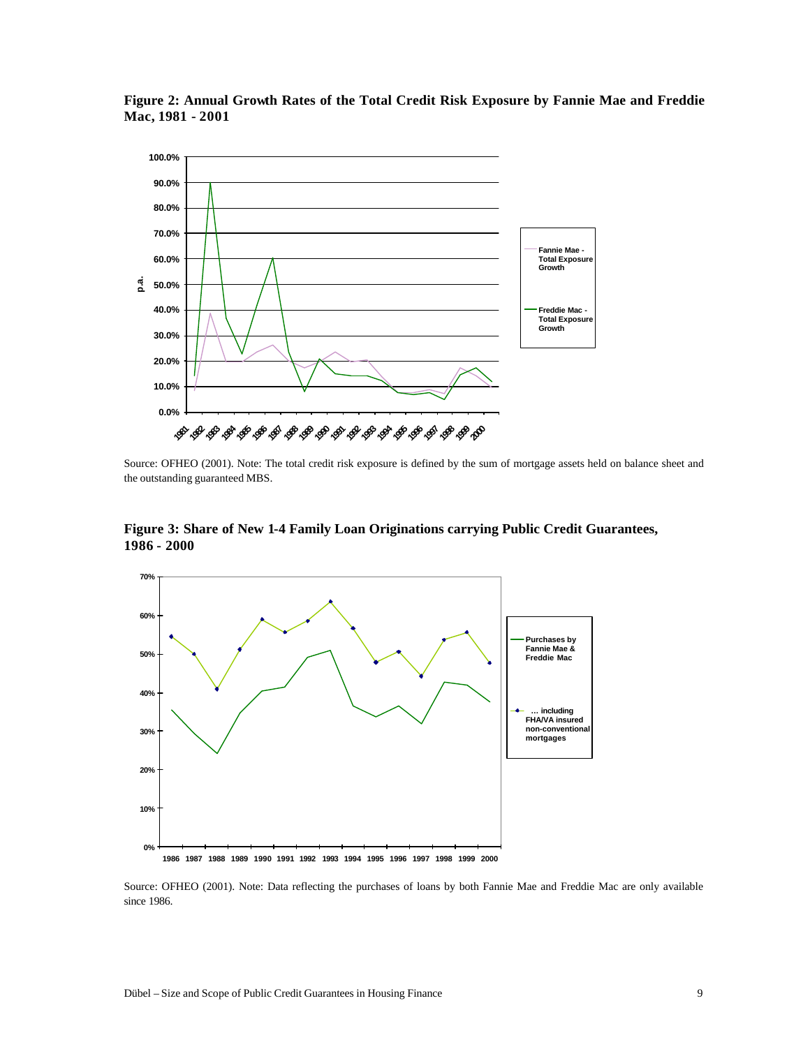**Figure 2: Annual Growth Rates of the Total Credit Risk Exposure by Fannie Mae and Freddie Mac, 1981 - 2001**

Source: OFHEO (2001). Note: The total credit risk exposure is defined by the sum of mortgage assets held on balance sheet and the outstanding guaranteed MBS.

**Figure 3: Share of New 1-4 Family Loan Originations carrying Public Credit Guarantees, 1986 - 2000**

Source: OFHEO (2001). Note: Data reflecting the purchases of loans by both Fannie Mae and Freddie Mac are only available since 1986.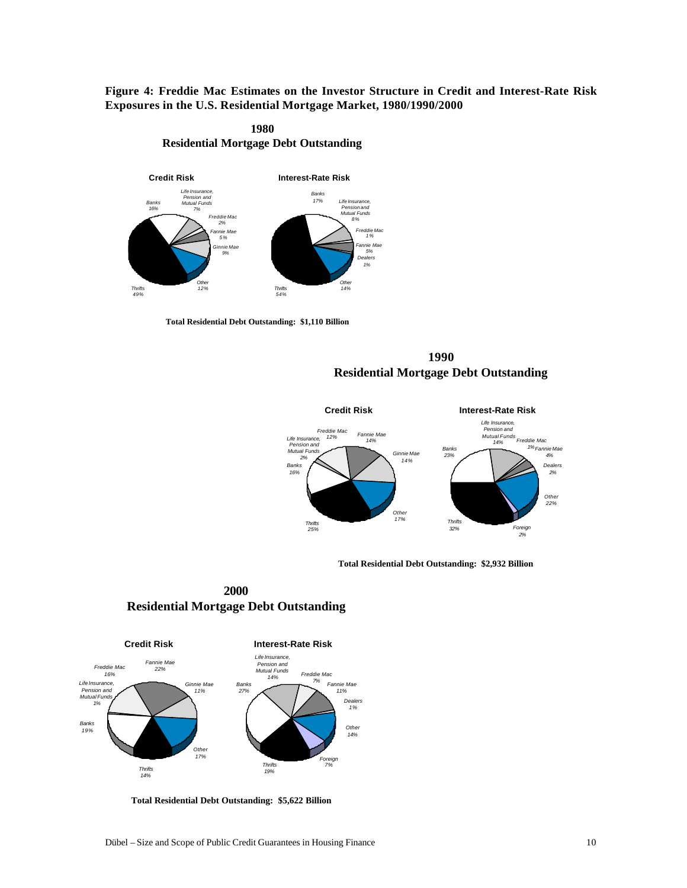**Figure 4: Freddie Mac Estimates on the Investor Structure in Credit and Interest-Rate Risk Exposures in the U.S. Residential Mortgage Market, 1980/1990/2000**

**1980**
**Residential Mortgage Debt Outstanding**

**Credit Risk**

*Banks 16%*
*Life Insurance, Pension and Mutual Funds 7%*
*Freddie Mac 2%*
*Fannie Mae 5%*
*Ginnie Mae 9%*
*Other 12%*
*Thrifts 49%*

**Interest-Rate Risk**

*Banks 17%*
*Life Insurance, Pension and Mutual Funds 8%*
*Freddie Mac 1%*
*Fannie Mae 5%*
*Dealers 1%*
*Other 14%*
*Thrifts 54%*

**Total Residential Debt Outstanding: $1,110 Billion**

**1990**
**Residential Mortgage Debt Outstanding**

**Credit Risk**

*Freddie Mac 12%*
*Fannie Mae 14%*
*Life Insurance, Pension and Mutual Funds 2%*
*Ginnie Mae 14%*
*Banks 16%*
*Other 17%*
*Thrifts 25%*

**Interest-Rate Risk**

*Life Insurance, Pension and Mutual Funds 14%*
*Freddie Mac 1%*
*Fannie Mae 4%*
*Banks 23%*
*Dealers 2%*
*Other 22%*
*Thrifts 32%*
*Foreign 2%*

**Total Residential Debt Outstanding: $2,932 Billion**

**2000**
**Residential Mortgage Debt Outstanding**

**Credit Risk**

*Freddie Mac 16%*
*Fannie Mae 22%*
*Life Insurance, Pension and Mutual Funds 1%*
*Ginnie Mae 11%*
*Banks 19%*
*Other 17%*
*Thrifts 14%*

**Interest-Rate Risk**

*Life Insurance, Pension and Mutual Funds 14%*
*Freddie Mac 7%*
*Banks 27%*
*Fannie Mae 11%*
*Dealers 1%*
*Other 14%*
*Foreign 7%*
*Thrifts 19%*

**Total Residential Debt Outstanding: $5,622 Billion**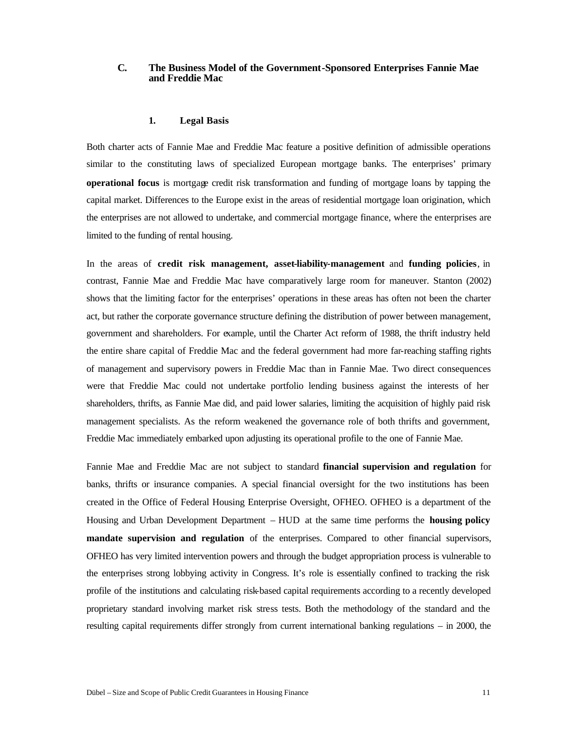### C. The Business Model of the Government-Sponsored Enterprises Fannie Mae and Freddie Mac

#### 1. Legal Basis

Both charter acts of Fannie Mae and Freddie Mac feature a positive definition of admissible operations similar to the constituting laws of specialized European mortgage banks. The enterprises' primary **operational focus** is mortgage credit risk transformation and funding of mortgage loans by tapping the capital market. Differences to the Europe exist in the areas of residential mortgage loan origination, which the enterprises are not allowed to undertake, and commercial mortgage finance, where the enterprises are limited to the funding of rental housing.

In the areas of **credit risk management, asset-liability-management** and **funding policies**, in contrast, Fannie Mae and Freddie Mac have comparatively large room for maneuver. Stanton (2002) shows that the limiting factor for the enterprises' operations in these areas has often not been the charter act, but rather the corporate governance structure defining the distribution of power between management, government and shareholders. For example, until the Charter Act reform of 1988, the thrift industry held the entire share capital of Freddie Mac and the federal government had more far-reaching staffing rights of management and supervisory powers in Freddie Mac than in Fannie Mae. Two direct consequences were that Freddie Mac could not undertake portfolio lending business against the interests of her shareholders, thrifts, as Fannie Mae did, and paid lower salaries, limiting the acquisition of highly paid risk management specialists. As the reform weakened the governance role of both thrifts and government, Freddie Mac immediately embarked upon adjusting its operational profile to the one of Fannie Mae.

Fannie Mae and Freddie Mac are not subject to standard **financial supervision and regulation** for banks, thrifts or insurance companies. A special financial oversight for the two institutions has been created in the Office of Federal Housing Enterprise Oversight, OFHEO. OFHEO is a department of the Housing and Urban Development Department – HUD at the same time performs the **housing policy mandate supervision and regulation** of the enterprises. Compared to other financial supervisors, OFHEO has very limited intervention powers and through the budget appropriation process is vulnerable to the enterprises strong lobbying activity in Congress. It's role is essentially confined to tracking the risk profile of the institutions and calculating risk-based capital requirements according to a recently developed proprietary standard involving market risk stress tests. Both the methodology of the standard and the resulting capital requirements differ strongly from current international banking regulations – in 2000, the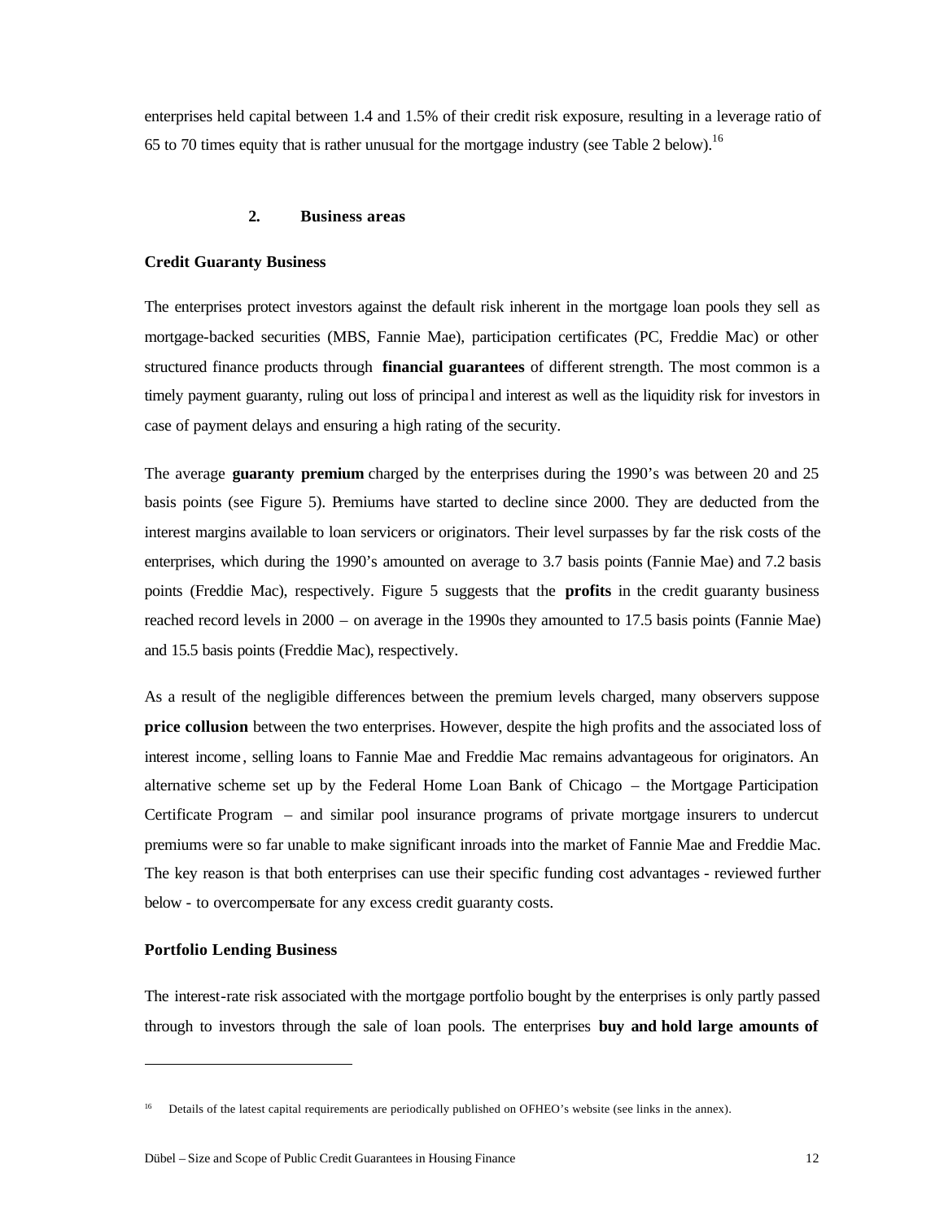enterprises held capital between 1.4 and 1.5% of their credit risk exposure, resulting in a leverage ratio of 65 to 70 times equity that is rather unusual for the mortgage industry (see Table 2 below).[16]

## 2. Business areas

### Credit Guaranty Business

The enterprises protect investors against the default risk inherent in the mortgage loan pools they sell as mortgage-backed securities (MBS, Fannie Mae), participation certificates (PC, Freddie Mac) or other structured finance products through **financial guarantees** of different strength. The most common is a timely payment guaranty, ruling out loss of principal and interest as well as the liquidity risk for investors in case of payment delays and ensuring a high rating of the security.

The average **guaranty premium** charged by the enterprises during the 1990's was between 20 and 25 basis points (see Figure 5). Premiums have started to decline since 2000. They are deducted from the interest margins available to loan servicers or originators. Their level surpasses by far the risk costs of the enterprises, which during the 1990's amounted on average to 3.7 basis points (Fannie Mae) and 7.2 basis points (Freddie Mac), respectively. Figure 5 suggests that the **profits** in the credit guaranty business reached record levels in 2000 – on average in the 1990s they amounted to 17.5 basis points (Fannie Mae) and 15.5 basis points (Freddie Mac), respectively.

As a result of the negligible differences between the premium levels charged, many observers suppose **price collusion** between the two enterprises. However, despite the high profits and the associated loss of interest income, selling loans to Fannie Mae and Freddie Mac remains advantageous for originators. An alternative scheme set up by the Federal Home Loan Bank of Chicago – the Mortgage Participation Certificate Program – and similar pool insurance programs of private mortgage insurers to undercut premiums were so far unable to make significant inroads into the market of Fannie Mae and Freddie Mac. The key reason is that both enterprises can use their specific funding cost advantages - reviewed further below - to overcompensate for any excess credit guaranty costs.

### Portfolio Lending Business

The interest-rate risk associated with the mortgage portfolio bought by the enterprises is only partly passed through to investors through the sale of loan pools. The enterprises **buy and hold large amounts of**

---

[16] Details of the latest capital requirements are periodically published on OFHEO's website (see links in the annex).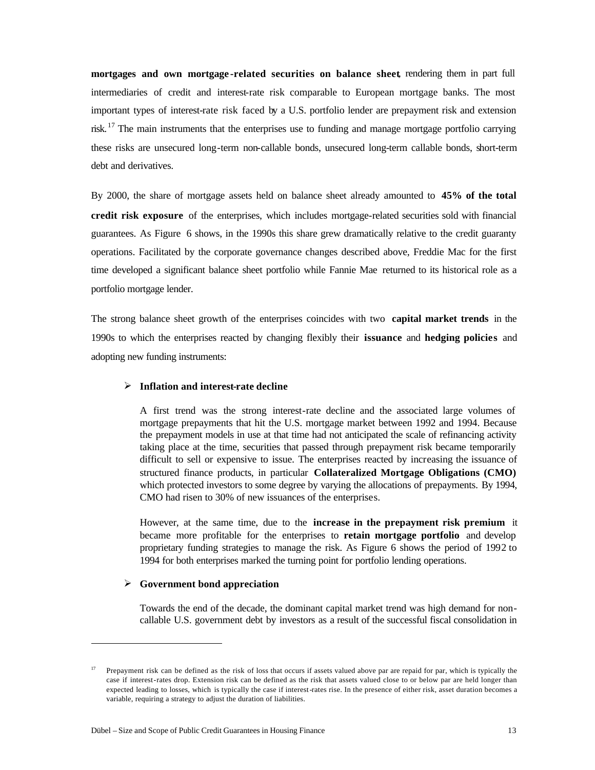**mortgages and own mortgage-related securities on balance sheet**, rendering them in part full intermediaries of credit and interest-rate risk comparable to European mortgage banks. The most important types of interest-rate risk faced by a U.S. portfolio lender are prepayment risk and extension risk.[17] The main instruments that the enterprises use to funding and manage mortgage portfolio carrying these risks are unsecured long-term non-callable bonds, unsecured long-term callable bonds, short-term debt and derivatives.

By 2000, the share of mortgage assets held on balance sheet already amounted to **45% of the total credit risk exposure** of the enterprises, which includes mortgage-related securities sold with financial guarantees. As Figure 6 shows, in the 1990s this share grew dramatically relative to the credit guaranty operations. Facilitated by the corporate governance changes described above, Freddie Mac for the first time developed a significant balance sheet portfolio while Fannie Mae returned to its historical role as a portfolio mortgage lender.

The strong balance sheet growth of the enterprises coincides with two **capital market trends** in the 1990s to which the enterprises reacted by changing flexibly their **issuance** and **hedging policies** and adopting new funding instruments:

- **Inflation and interest-rate decline**

  A first trend was the strong interest-rate decline and the associated large volumes of mortgage prepayments that hit the U.S. mortgage market between 1992 and 1994. Because the prepayment models in use at that time had not anticipated the scale of refinancing activity taking place at the time, securities that passed through prepayment risk became temporarily difficult to sell or expensive to issue. The enterprises reacted by increasing the issuance of structured finance products, in particular **Collateralized Mortgage Obligations (CMO)** which protected investors to some degree by varying the allocations of prepayments. By 1994, CMO had risen to 30% of new issuances of the enterprises.

  However, at the same time, due to the **increase in the prepayment risk premium** it became more profitable for the enterprises to **retain mortgage portfolio** and develop proprietary funding strategies to manage the risk. As Figure 6 shows the period of 1992 to 1994 for both enterprises marked the turning point for portfolio lending operations.

- **Government bond appreciation**

  Towards the end of the decade, the dominant capital market trend was high demand for non-callable U.S. government debt by investors as a result of the successful fiscal consolidation in

[17] Prepayment risk can be defined as the risk of loss that occurs if assets valued above par are repaid for par, which is typically the case if interest-rates drop. Extension risk can be defined as the risk that assets valued close to or below par are held longer than expected leading to losses, which is typically the case if interest-rates rise. In the presence of either risk, asset duration becomes a variable, requiring a strategy to adjust the duration of liabilities.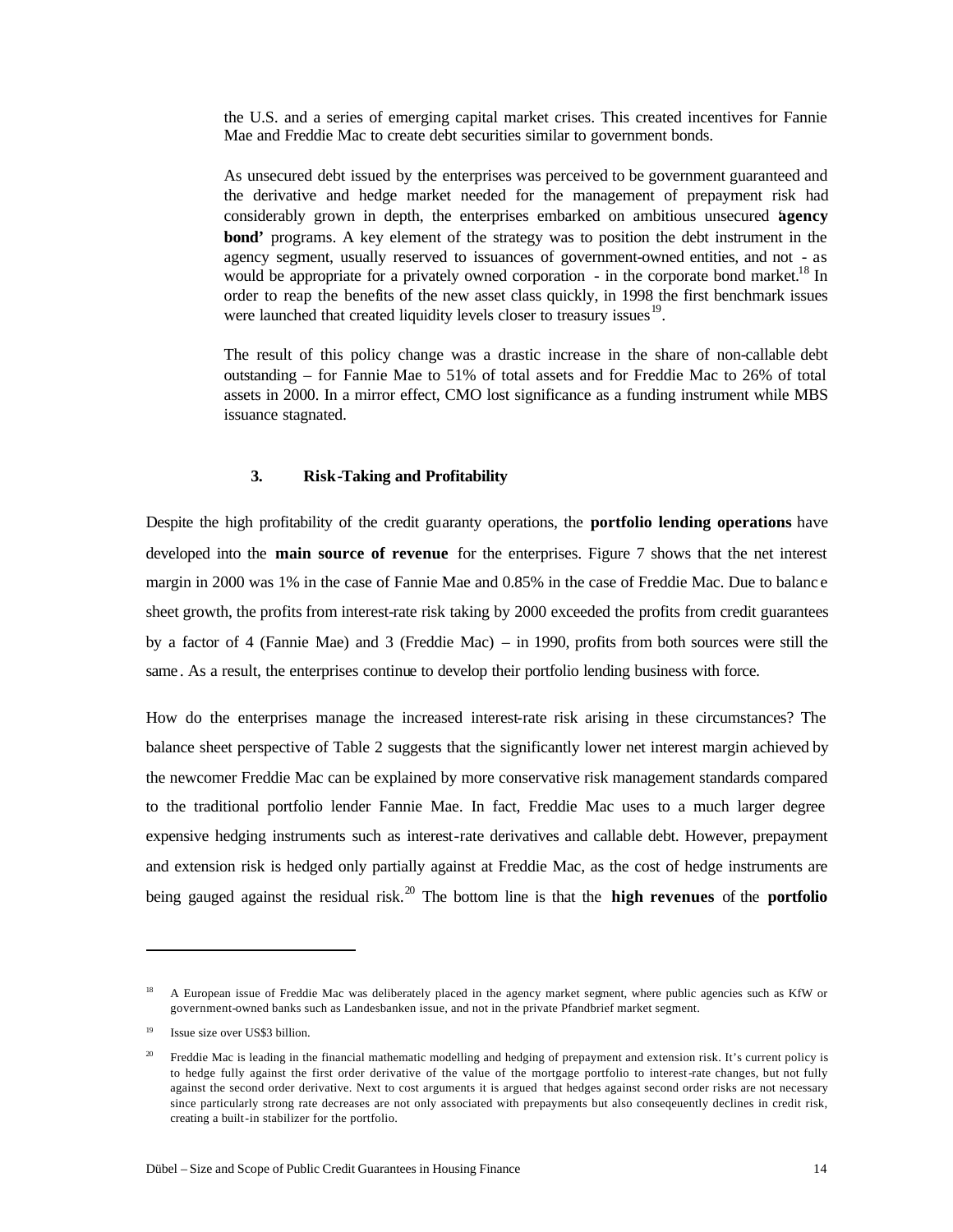the U.S. and a series of emerging capital market crises. This created incentives for Fannie Mae and Freddie Mac to create debt securities similar to government bonds.

As unsecured debt issued by the enterprises was perceived to be government guaranteed and the derivative and hedge market needed for the management of prepayment risk had considerably grown in depth, the enterprises embarked on ambitious unsecured '**agency bond'** programs. A key element of the strategy was to position the debt instrument in the agency segment, usually reserved to issuances of government-owned entities, and not - as would be appropriate for a privately owned corporation - in the corporate bond market.[18] In order to reap the benefits of the new asset class quickly, in 1998 the first benchmark issues were launched that created liquidity levels closer to treasury issues[19].

The result of this policy change was a drastic increase in the share of non-callable debt outstanding – for Fannie Mae to 51% of total assets and for Freddie Mac to 26% of total assets in 2000. In a mirror effect, CMO lost significance as a funding instrument while MBS issuance stagnated.

### 3. Risk-Taking and Profitability

Despite the high profitability of the credit guaranty operations, the **portfolio lending operations** have developed into the **main source of revenue** for the enterprises. Figure 7 shows that the net interest margin in 2000 was 1% in the case of Fannie Mae and 0.85% in the case of Freddie Mac. Due to balance sheet growth, the profits from interest-rate risk taking by 2000 exceeded the profits from credit guarantees by a factor of 4 (Fannie Mae) and 3 (Freddie Mac) – in 1990, profits from both sources were still the same. As a result, the enterprises continue to develop their portfolio lending business with force.

How do the enterprises manage the increased interest-rate risk arising in these circumstances? The balance sheet perspective of Table 2 suggests that the significantly lower net interest margin achieved by the newcomer Freddie Mac can be explained by more conservative risk management standards compared to the traditional portfolio lender Fannie Mae. In fact, Freddie Mac uses to a much larger degree expensive hedging instruments such as interest-rate derivatives and callable debt. However, prepayment and extension risk is hedged only partially against at Freddie Mac, as the cost of hedge instruments are being gauged against the residual risk.[20] The bottom line is that the **high revenues** of the **portfolio**

---

[18] A European issue of Freddie Mac was deliberately placed in the agency market segment, where public agencies such as KfW or government-owned banks such as Landesbanken issue, and not in the private Pfandbrief market segment.

[19] Issue size over US$3 billion.

[20] Freddie Mac is leading in the financial mathematic modelling and hedging of prepayment and extension risk. It's current policy is to hedge fully against the first order derivative of the value of the mortgage portfolio to interest-rate changes, but not fully against the second order derivative. Next to cost arguments it is argued that hedges against second order risks are not necessary since particularly strong rate decreases are not only associated with prepayments but also conseqeuently declines in credit risk, creating a built-in stabilizer for the portfolio.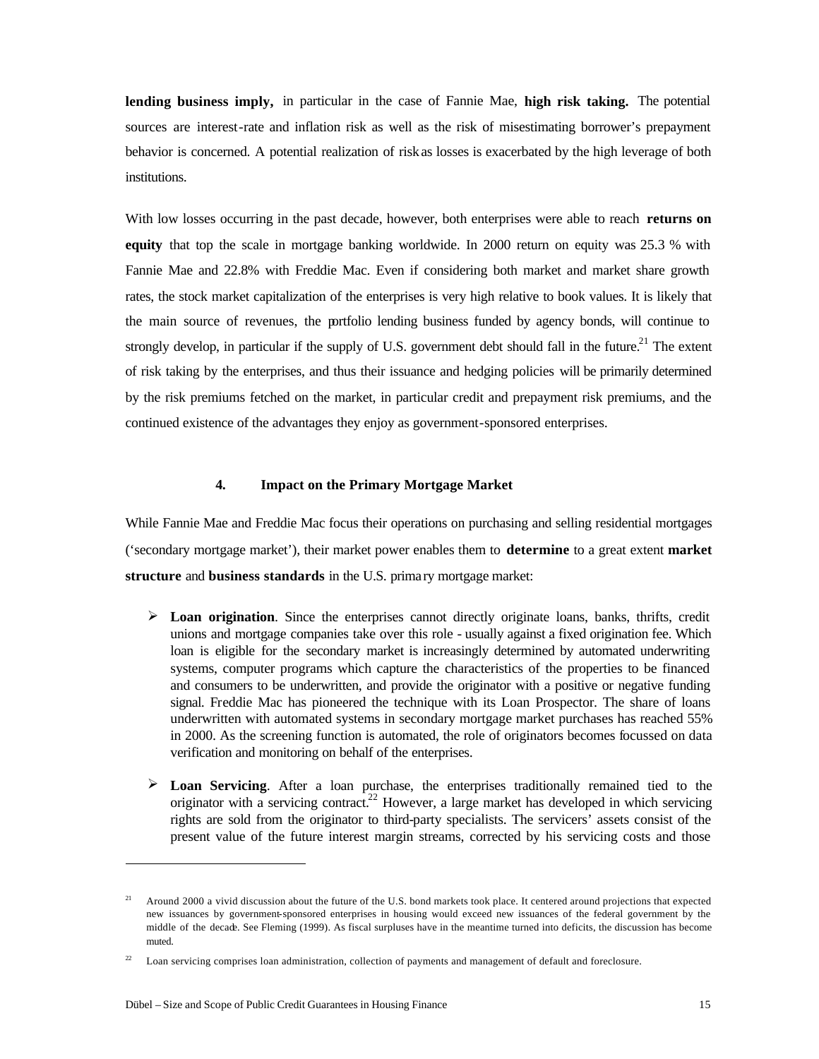**lending business imply,** in particular in the case of Fannie Mae, **high risk taking.** The potential sources are interest-rate and inflation risk as well as the risk of misestimating borrower's prepayment behavior is concerned. A potential realization of risk as losses is exacerbated by the high leverage of both institutions.

With low losses occurring in the past decade, however, both enterprises were able to reach **returns on equity** that top the scale in mortgage banking worldwide. In 2000 return on equity was 25.3 % with Fannie Mae and 22.8% with Freddie Mac. Even if considering both market and market share growth rates, the stock market capitalization of the enterprises is very high relative to book values. It is likely that the main source of revenues, the portfolio lending business funded by agency bonds, will continue to strongly develop, in particular if the supply of U.S. government debt should fall in the future.[21] The extent of risk taking by the enterprises, and thus their issuance and hedging policies will be primarily determined by the risk premiums fetched on the market, in particular credit and prepayment risk premiums, and the continued existence of the advantages they enjoy as government-sponsored enterprises.

## 4. Impact on the Primary Mortgage Market

While Fannie Mae and Freddie Mac focus their operations on purchasing and selling residential mortgages ('secondary mortgage market'), their market power enables them to **determine** to a great extent **market structure** and **business standards** in the U.S. primary mortgage market:

- **Loan origination**. Since the enterprises cannot directly originate loans, banks, thrifts, credit unions and mortgage companies take over this role - usually against a fixed origination fee. Which loan is eligible for the secondary market is increasingly determined by automated underwriting systems, computer programs which capture the characteristics of the properties to be financed and consumers to be underwritten, and provide the originator with a positive or negative funding signal. Freddie Mac has pioneered the technique with its Loan Prospector. The share of loans underwritten with automated systems in secondary mortgage market purchases has reached 55% in 2000. As the screening function is automated, the role of originators becomes focussed on data verification and monitoring on behalf of the enterprises.

- **Loan Servicing**. After a loan purchase, the enterprises traditionally remained tied to the originator with a servicing contract.[22] However, a large market has developed in which servicing rights are sold from the originator to third-party specialists. The servicers' assets consist of the present value of the future interest margin streams, corrected by his servicing costs and those

---

[21] Around 2000 a vivid discussion about the future of the U.S. bond markets took place. It centered around projections that expected new issuances by government-sponsored enterprises in housing would exceed new issuances of the federal government by the middle of the decade. See Fleming (1999). As fiscal surpluses have in the meantime turned into deficits, the discussion has become muted.

[22] Loan servicing comprises loan administration, collection of payments and management of default and foreclosure.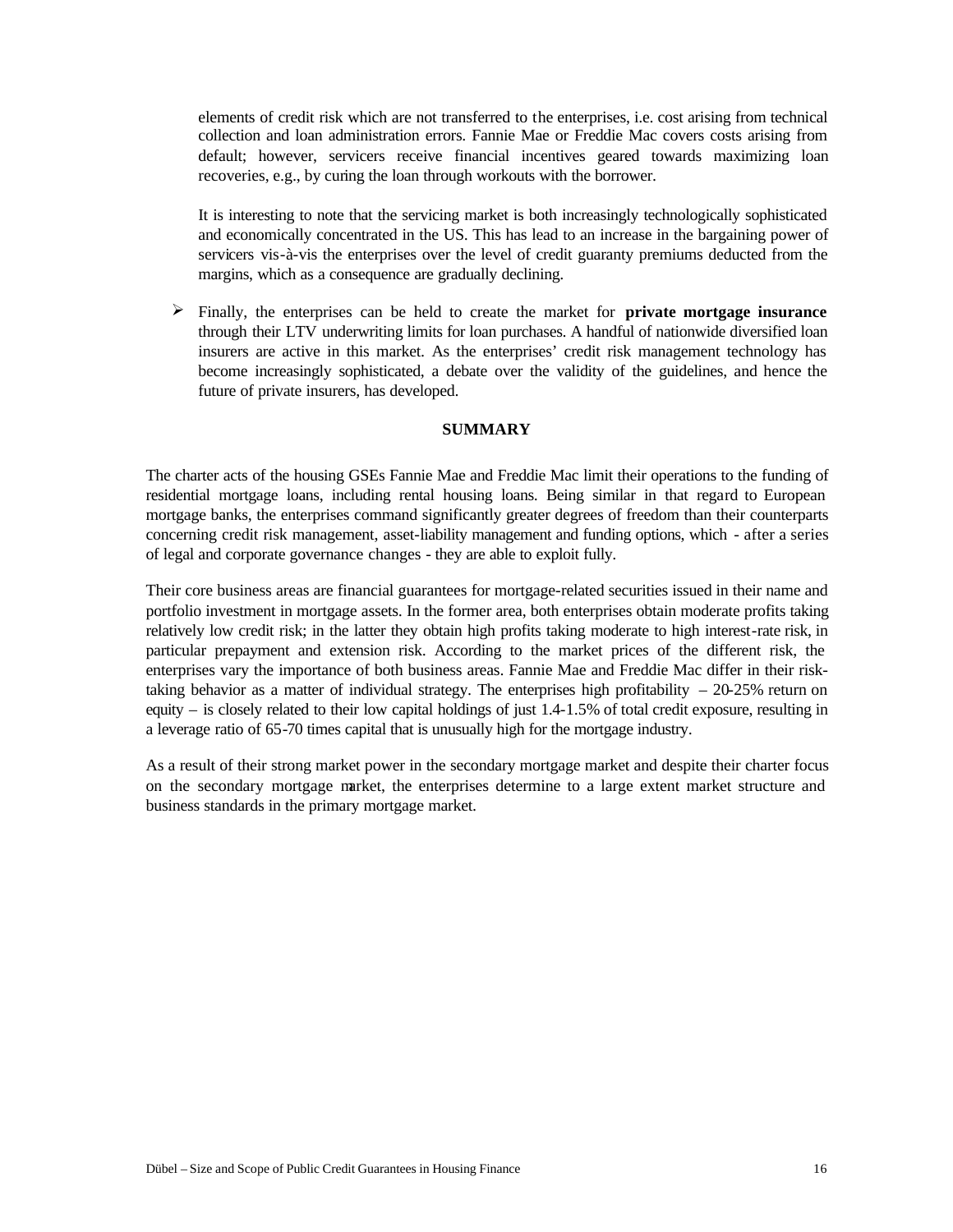elements of credit risk which are not transferred to the enterprises, i.e. cost arising from technical collection and loan administration errors. Fannie Mae or Freddie Mac covers costs arising from default; however, servicers receive financial incentives geared towards maximizing loan recoveries, e.g., by curing the loan through workouts with the borrower.

It is interesting to note that the servicing market is both increasingly technologically sophisticated and economically concentrated in the US. This has lead to an increase in the bargaining power of servicers vis-à-vis the enterprises over the level of credit guaranty premiums deducted from the margins, which as a consequence are gradually declining.

- Finally, the enterprises can be held to create the market for **private mortgage insurance** through their LTV underwriting limits for loan purchases. A handful of nationwide diversified loan insurers are active in this market. As the enterprises' credit risk management technology has become increasingly sophisticated, a debate over the validity of the guidelines, and hence the future of private insurers, has developed.

## SUMMARY

The charter acts of the housing GSEs Fannie Mae and Freddie Mac limit their operations to the funding of residential mortgage loans, including rental housing loans. Being similar in that regard to European mortgage banks, the enterprises command significantly greater degrees of freedom than their counterparts concerning credit risk management, asset-liability management and funding options, which - after a series of legal and corporate governance changes - they are able to exploit fully.

Their core business areas are financial guarantees for mortgage-related securities issued in their name and portfolio investment in mortgage assets. In the former area, both enterprises obtain moderate profits taking relatively low credit risk; in the latter they obtain high profits taking moderate to high interest-rate risk, in particular prepayment and extension risk. According to the market prices of the different risk, the enterprises vary the importance of both business areas. Fannie Mae and Freddie Mac differ in their risk-taking behavior as a matter of individual strategy. The enterprises high profitability – 20-25% return on equity – is closely related to their low capital holdings of just 1.4-1.5% of total credit exposure, resulting in a leverage ratio of 65-70 times capital that is unusually high for the mortgage industry.

As a result of their strong market power in the secondary mortgage market and despite their charter focus on the secondary mortgage market, the enterprises determine to a large extent market structure and business standards in the primary mortgage market.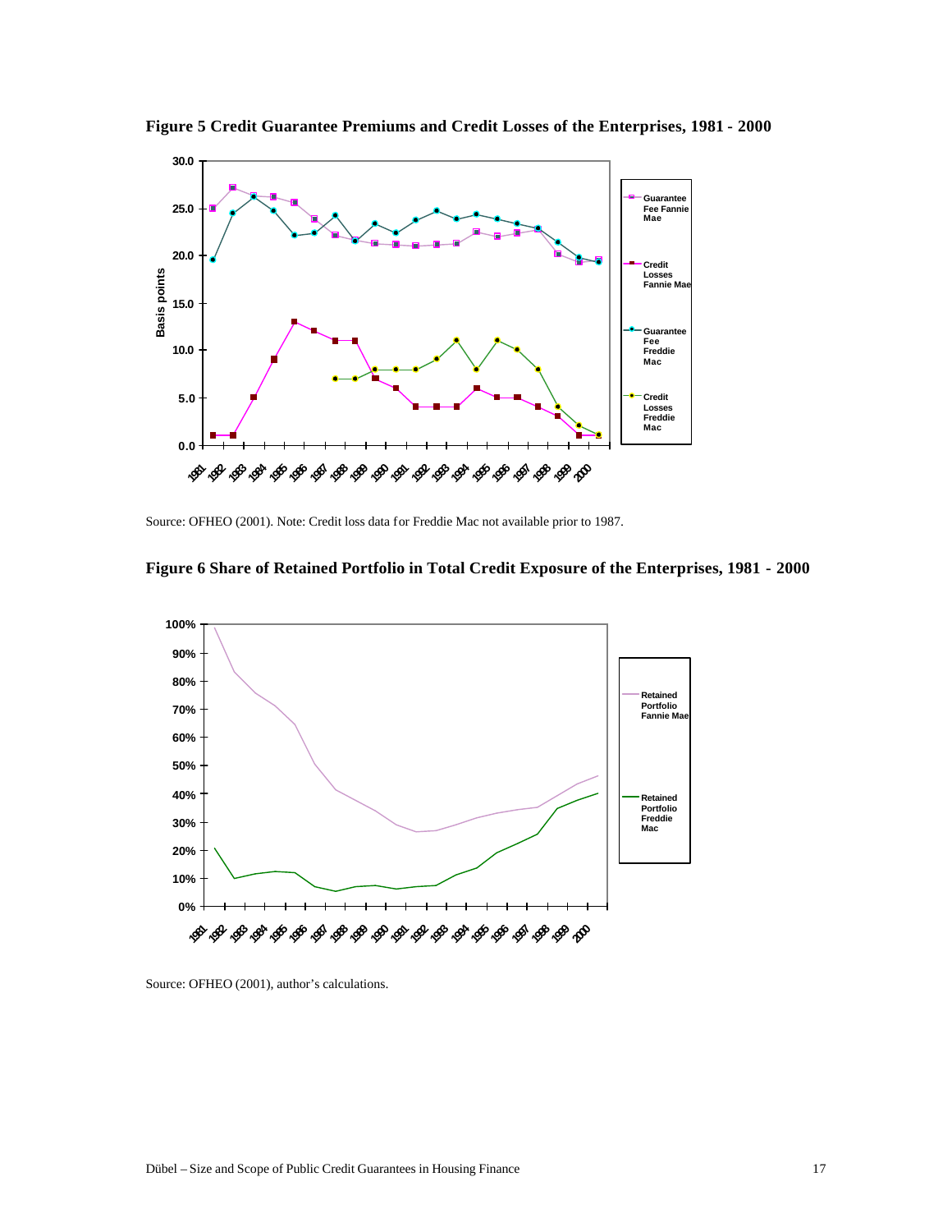**Figure 5 Credit Guarantee Premiums and Credit Losses of the Enterprises, 1981 - 2000**

Source: OFHEO (2001). Note: Credit loss data for Freddie Mac not available prior to 1987.

**Figure 6 Share of Retained Portfolio in Total Credit Exposure of the Enterprises, 1981 - 2000**

Source: OFHEO (2001), author's calculations.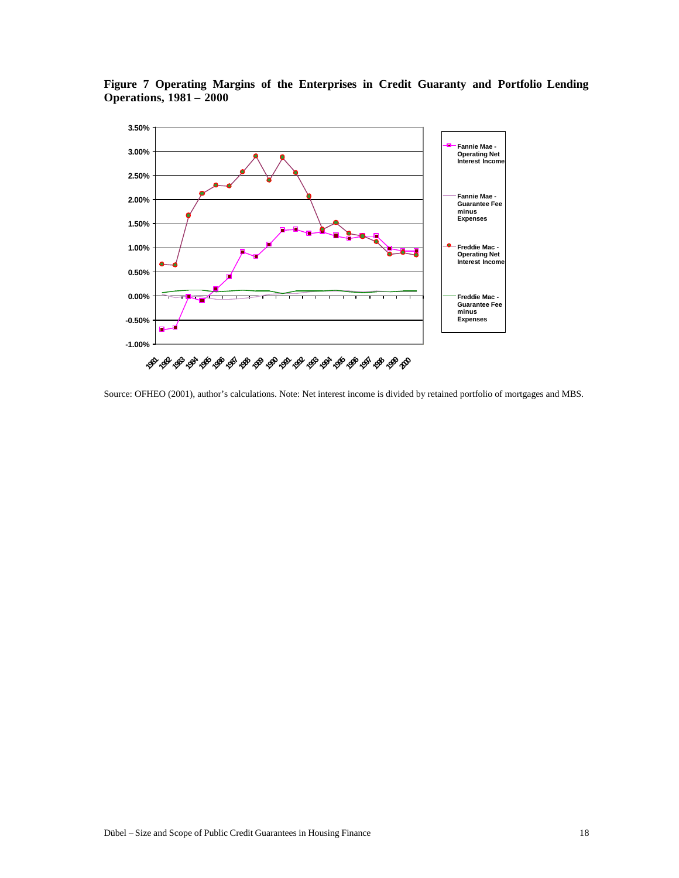**Figure 7 Operating Margins of the Enterprises in Credit Guaranty and Portfolio Lending Operations, 1981 – 2000**

Source: OFHEO (2001), author's calculations. Note: Net interest income is divided by retained portfolio of mortgages and MBS.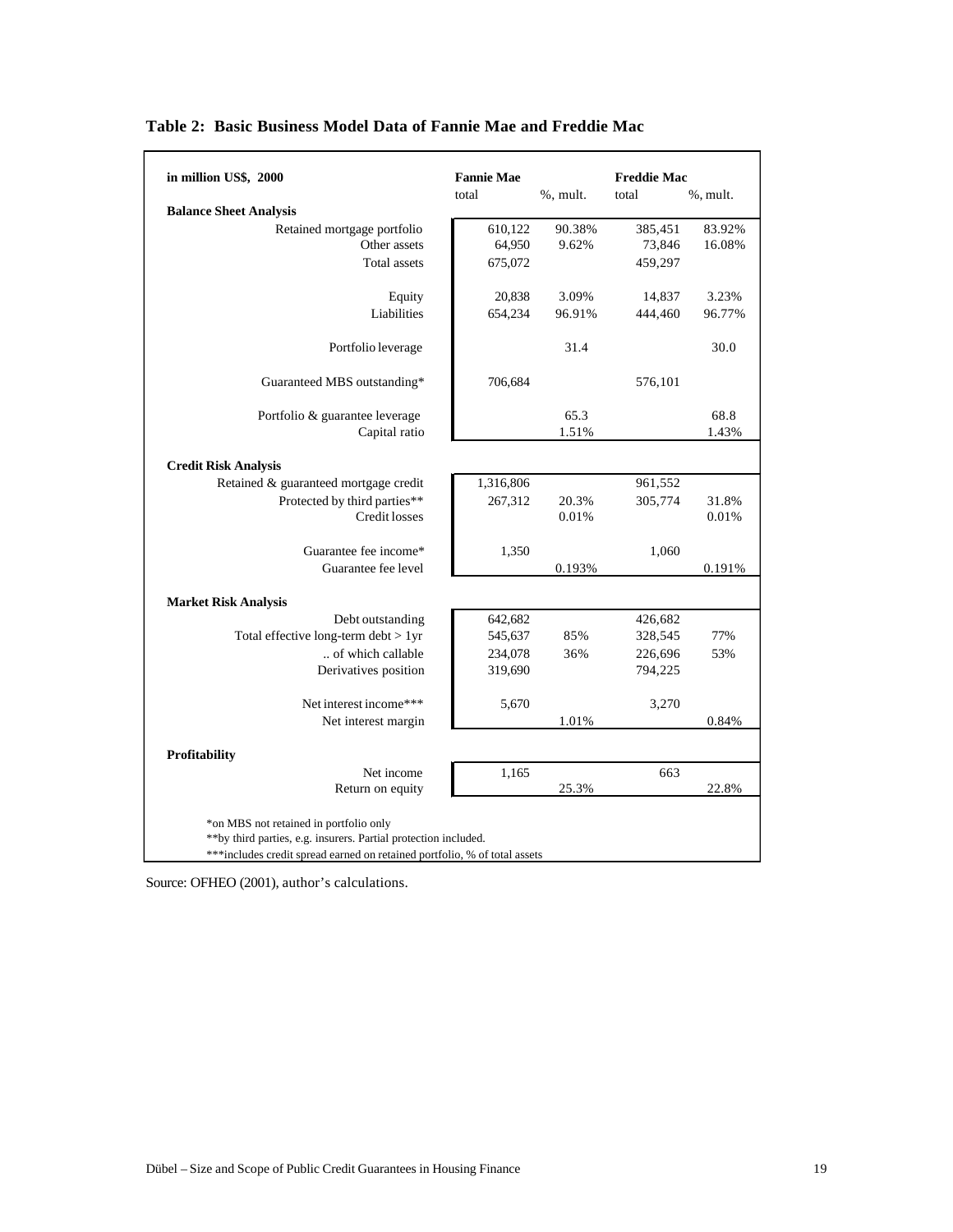**Table 2: Basic Business Model Data of Fannie Mae and Freddie Mac**

| in million US$, 2000 | Fannie Mae | | Freddie Mac | |
|---|---|---|---|---|
| | total | %, mult. | total | %, mult. |
| **Balance Sheet Analysis** | | | | |
| Retained mortgage portfolio | 610,122 | 90.38% | 385,451 | 83.92% |
| Other assets | 64,950 | 9.62% | 73,846 | 16.08% |
| Total assets | 675,072 | | 459,297 | |
| Equity | 20,838 | 3.09% | 14,837 | 3.23% |
| Liabilities | 654,234 | 96.91% | 444,460 | 96.77% |
| Portfolio leverage | | 31.4 | | 30.0 |
| Guaranteed MBS outstanding* | 706,684 | | 576,101 | |
| Portfolio & guarantee leverage | | 65.3 | | 68.8 |
| Capital ratio | | 1.51% | | 1.43% |
| **Credit Risk Analysis** | | | | |
| Retained & guaranteed mortgage credit | 1,316,806 | | 961,552 | |
| Protected by third parties** | 267,312 | 20.3% | 305,774 | 31.8% |
| Credit losses | | 0.01% | | 0.01% |
| Guarantee fee income* | 1,350 | | 1,060 | |
| Guarantee fee level | | 0.193% | | 0.191% |
| **Market Risk Analysis** | | | | |
| Debt outstanding | 642,682 | | 426,682 | |
| Total effective long-term debt > 1yr | 545,637 | 85% | 328,545 | 77% |
| .. of which callable | 234,078 | 36% | 226,696 | 53% |
| Derivatives position | 319,690 | | 794,225 | |
| Net interest income*** | 5,670 | | 3,270 | |
| Net interest margin | | 1.01% | | 0.84% |
| **Profitability** | | | | |
| Net income | 1,165 | | 663 | |
| Return on equity | | 25.3% | | 22.8% |

*on MBS not retained in portfolio only
**by third parties, e.g. insurers. Partial protection included.
***includes credit spread earned on retained portfolio, % of total assets

Source: OFHEO (2001), author's calculations.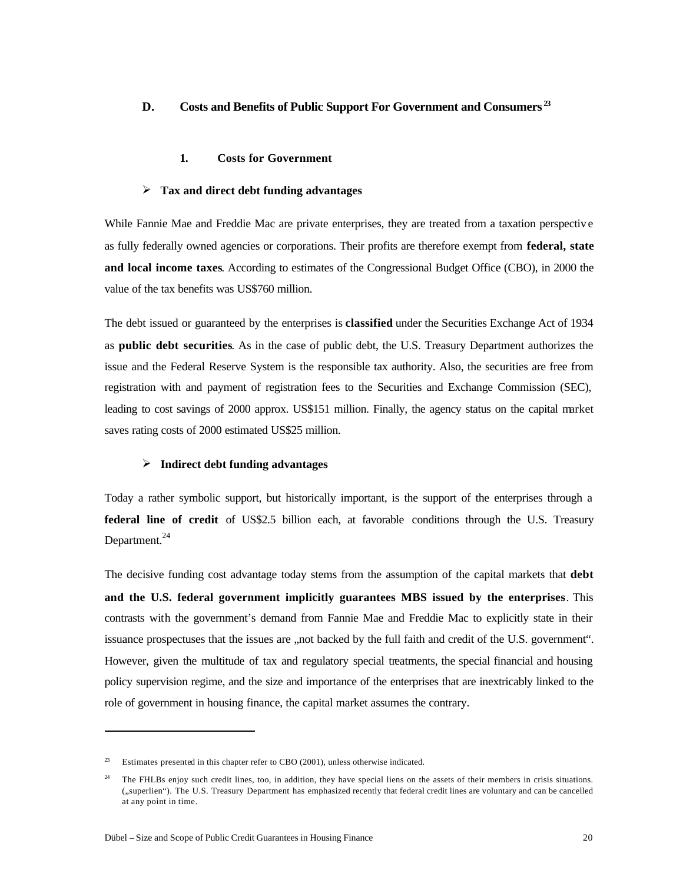## D. Costs and Benefits of Public Support For Government and Consumers [23]

### 1. Costs for Government

➢ **Tax and direct debt funding advantages**

While Fannie Mae and Freddie Mac are private enterprises, they are treated from a taxation perspective as fully federally owned agencies or corporations. Their profits are therefore exempt from **federal, state and local income taxes**. According to estimates of the Congressional Budget Office (CBO), in 2000 the value of the tax benefits was US$760 million.

The debt issued or guaranteed by the enterprises is **classified** under the Securities Exchange Act of 1934 as **public debt securities**. As in the case of public debt, the U.S. Treasury Department authorizes the issue and the Federal Reserve System is the responsible tax authority. Also, the securities are free from registration with and payment of registration fees to the Securities and Exchange Commission (SEC), leading to cost savings of 2000 approx. US$151 million. Finally, the agency status on the capital market saves rating costs of 2000 estimated US$25 million.

➢ **Indirect debt funding advantages**

Today a rather symbolic support, but historically important, is the support of the enterprises through a **federal line of credit** of US$2.5 billion each, at favorable conditions through the U.S. Treasury Department.[24]

The decisive funding cost advantage today stems from the assumption of the capital markets that **debt and the U.S. federal government implicitly guarantees MBS issued by the enterprises**. This contrasts with the government's demand from Fannie Mae and Freddie Mac to explicitly state in their issuance prospectuses that the issues are „not backed by the full faith and credit of the U.S. government". However, given the multitude of tax and regulatory special treatments, the special financial and housing policy supervision regime, and the size and importance of the enterprises that are inextricably linked to the role of government in housing finance, the capital market assumes the contrary.

---

[23] Estimates presented in this chapter refer to CBO (2001), unless otherwise indicated.

[24] The FHLBs enjoy such credit lines, too, in addition, they have special liens on the assets of their members in crisis situations. („superlien"). The U.S. Treasury Department has emphasized recently that federal credit lines are voluntary and can be cancelled at any point in time.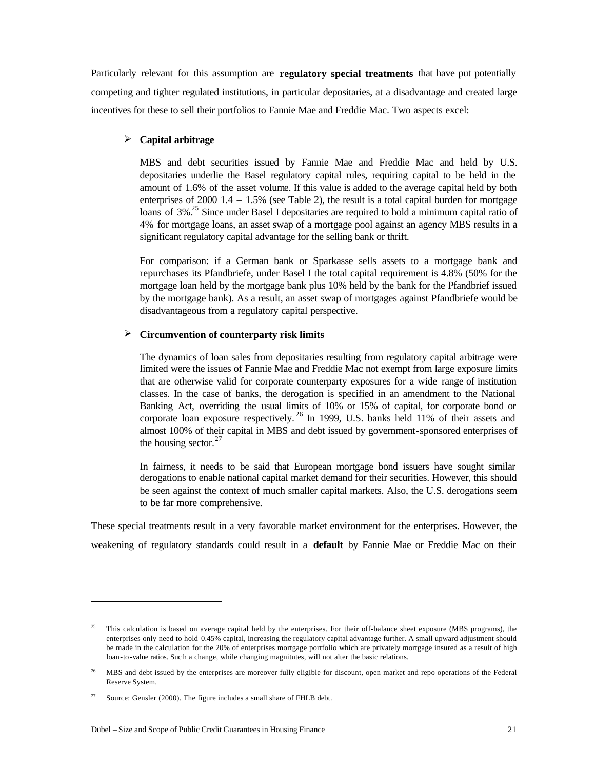Particularly relevant for this assumption are **regulatory special treatments** that have put potentially competing and tighter regulated institutions, in particular depositaries, at a disadvantage and created large incentives for these to sell their portfolios to Fannie Mae and Freddie Mac. Two aspects excel:

- **Capital arbitrage**

  MBS and debt securities issued by Fannie Mae and Freddie Mac and held by U.S. depositaries underlie the Basel regulatory capital rules, requiring capital to be held in the amount of 1.6% of the asset volume. If this value is added to the average capital held by both enterprises of 2000 1.4 – 1.5% (see Table 2), the result is a total capital burden for mortgage loans of 3%.[25] Since under Basel I depositaries are required to hold a minimum capital ratio of 4% for mortgage loans, an asset swap of a mortgage pool against an agency MBS results in a significant regulatory capital advantage for the selling bank or thrift.

  For comparison: if a German bank or Sparkasse sells assets to a mortgage bank and repurchases its Pfandbriefe, under Basel I the total capital requirement is 4.8% (50% for the mortgage loan held by the mortgage bank plus 10% held by the bank for the Pfandbrief issued by the mortgage bank). As a result, an asset swap of mortgages against Pfandbriefe would be disadvantageous from a regulatory capital perspective.

- **Circumvention of counterparty risk limits**

  The dynamics of loan sales from depositaries resulting from regulatory capital arbitrage were limited were the issues of Fannie Mae and Freddie Mac not exempt from large exposure limits that are otherwise valid for corporate counterparty exposures for a wide range of institution classes. In the case of banks, the derogation is specified in an amendment to the National Banking Act, overriding the usual limits of 10% or 15% of capital, for corporate bond or corporate loan exposure respectively.[26] In 1999, U.S. banks held 11% of their assets and almost 100% of their capital in MBS and debt issued by government-sponsored enterprises of the housing sector.[27]

  In fairness, it needs to be said that European mortgage bond issuers have sought similar derogations to enable national capital market demand for their securities. However, this should be seen against the context of much smaller capital markets. Also, the U.S. derogations seem to be far more comprehensive.

These special treatments result in a very favorable market environment for the enterprises. However, the weakening of regulatory standards could result in a **default** by Fannie Mae or Freddie Mac on their

---

[25] This calculation is based on average capital held by the enterprises. For their off-balance sheet exposure (MBS programs), the enterprises only need to hold 0.45% capital, increasing the regulatory capital advantage further. A small upward adjustment should be made in the calculation for the 20% of enterprises mortgage portfolio which are privately mortgage insured as a result of high loan-to-value ratios. Such a change, while changing magnitutes, will not alter the basic relations.

[26] MBS and debt issued by the enterprises are moreover fully eligible for discount, open market and repo operations of the Federal Reserve System.

[27] Source: Gensler (2000). The figure includes a small share of FHLB debt.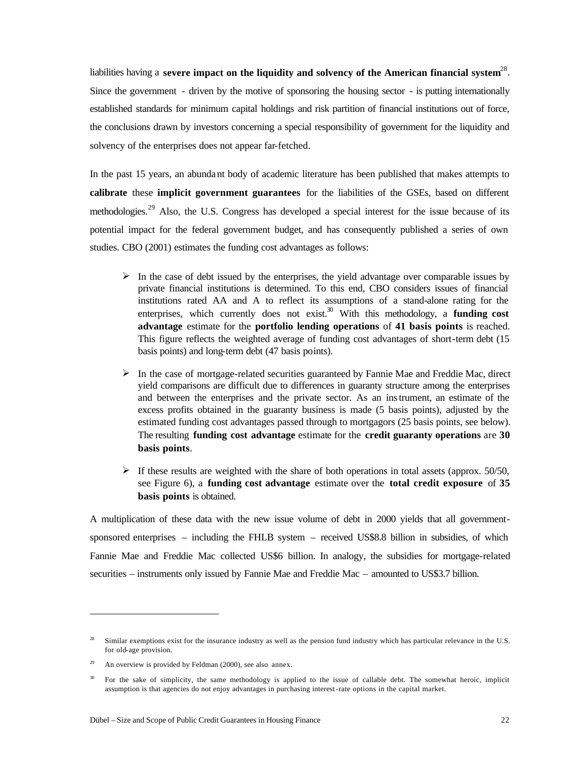liabilities having a **severe impact on the liquidity and solvency of the American financial system**[28]. Since the government - driven by the motive of sponsoring the housing sector - is putting internationally established standards for minimum capital holdings and risk partition of financial institutions out of force, the conclusions drawn by investors concerning a special responsibility of government for the liquidity and solvency of the enterprises does not appear far-fetched.

In the past 15 years, an abundant body of academic literature has been published that makes attempts to **calibrate** these **implicit government guarantees** for the liabilities of the GSEs, based on different methodologies.[29] Also, the U.S. Congress has developed a special interest for the issue because of its potential impact for the federal government budget, and has consequently published a series of own studies. CBO (2001) estimates the funding cost advantages as follows:

- In the case of debt issued by the enterprises, the yield advantage over comparable issues by private financial institutions is determined. To this end, CBO considers issues of financial institutions rated AA and A to reflect its assumptions of a stand-alone rating for the enterprises, which currently does not exist.[30] With this methodology, a **funding cost advantage** estimate for the **portfolio lending operations** of **41 basis points** is reached. This figure reflects the weighted average of funding cost advantages of short-term debt (15 basis points) and long-term debt (47 basis points).
- In the case of mortgage-related securities guaranteed by Fannie Mae and Freddie Mac, direct yield comparisons are difficult due to differences in guaranty structure among the enterprises and between the enterprises and the private sector. As an instrument, an estimate of the excess profits obtained in the guaranty business is made (5 basis points), adjusted by the estimated funding cost advantages passed through to mortgagors (25 basis points, see below). The resulting **funding cost advantage** estimate for the **credit guaranty operations** are **30 basis points**.
- If these results are weighted with the share of both operations in total assets (approx. 50/50, see Figure 6), a **funding cost advantage** estimate over the **total credit exposure** of **35 basis points** is obtained.

A multiplication of these data with the new issue volume of debt in 2000 yields that all government-sponsored enterprises – including the FHLB system – received US$8.8 billion in subsidies, of which Fannie Mae and Freddie Mac collected US$6 billion. In analogy, the subsidies for mortgage-related securities – instruments only issued by Fannie Mae and Freddie Mac – amounted to US$3.7 billion.

---

[28] Similar exemptions exist for the insurance industry as well as the pension fund industry which has particular relevance in the U.S. for old-age provision.

[29] An overview is provided by Feldman (2000), see also annex.

[30] For the sake of simplicity, the same methodology is applied to the issue of callable debt. The somewhat heroic, implicit assumption is that agencies do not enjoy advantages in purchasing interest-rate options in the capital market.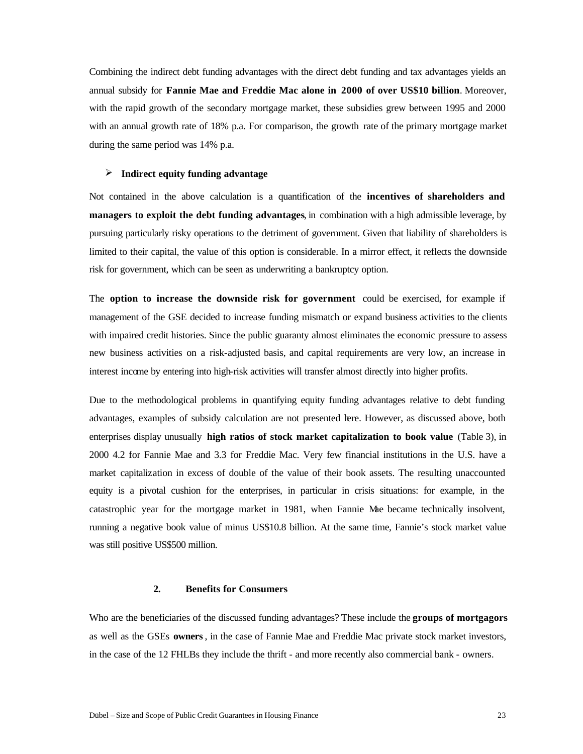Combining the indirect debt funding advantages with the direct debt funding and tax advantages yields an annual subsidy for **Fannie Mae and Freddie Mac alone in 2000 of over US$10 billion**. Moreover, with the rapid growth of the secondary mortgage market, these subsidies grew between 1995 and 2000 with an annual growth rate of 18% p.a. For comparison, the growth rate of the primary mortgage market during the same period was 14% p.a.

- **Indirect equity funding advantage**

Not contained in the above calculation is a quantification of the **incentives of shareholders and managers to exploit the debt funding advantages**, in combination with a high admissible leverage, by pursuing particularly risky operations to the detriment of government. Given that liability of shareholders is limited to their capital, the value of this option is considerable. In a mirror effect, it reflects the downside risk for government, which can be seen as underwriting a bankruptcy option.

The **option to increase the downside risk for government** could be exercised, for example if management of the GSE decided to increase funding mismatch or expand business activities to the clients with impaired credit histories. Since the public guaranty almost eliminates the economic pressure to assess new business activities on a risk-adjusted basis, and capital requirements are very low, an increase in interest income by entering into high-risk activities will transfer almost directly into higher profits.

Due to the methodological problems in quantifying equity funding advantages relative to debt funding advantages, examples of subsidy calculation are not presented here. However, as discussed above, both enterprises display unusually **high ratios of stock market capitalization to book value** (Table 3), in 2000 4.2 for Fannie Mae and 3.3 for Freddie Mac. Very few financial institutions in the U.S. have a market capitalization in excess of double of the value of their book assets. The resulting unaccounted equity is a pivotal cushion for the enterprises, in particular in crisis situations: for example, in the catastrophic year for the mortgage market in 1981, when Fannie Mae became technically insolvent, running a negative book value of minus US$10.8 billion. At the same time, Fannie's stock market value was still positive US$500 million.

## 2. Benefits for Consumers

Who are the beneficiaries of the discussed funding advantages? These include the **groups of mortgagors** as well as the GSEs **owners**, in the case of Fannie Mae and Freddie Mac private stock market investors, in the case of the 12 FHLBs they include the thrift - and more recently also commercial bank - owners.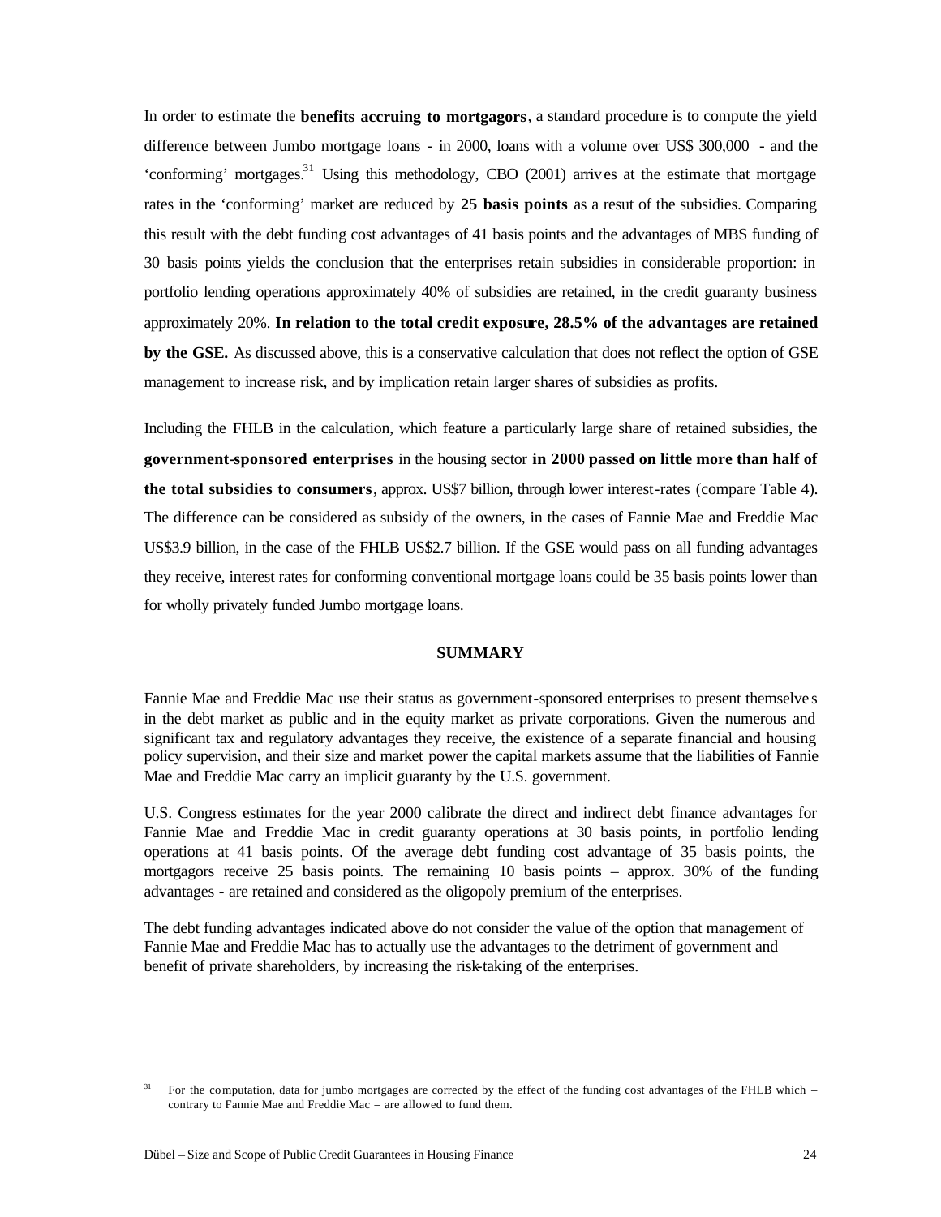In order to estimate the **benefits accruing to mortgagors**, a standard procedure is to compute the yield difference between Jumbo mortgage loans - in 2000, loans with a volume over US$ 300,000 - and the 'conforming' mortgages.[31] Using this methodology, CBO (2001) arrives at the estimate that mortgage rates in the 'conforming' market are reduced by **25 basis points** as a resut of the subsidies. Comparing this result with the debt funding cost advantages of 41 basis points and the advantages of MBS funding of 30 basis points yields the conclusion that the enterprises retain subsidies in considerable proportion: in portfolio lending operations approximately 40% of subsidies are retained, in the credit guaranty business approximately 20%. **In relation to the total credit exposure, 28.5% of the advantages are retained by the GSE.** As discussed above, this is a conservative calculation that does not reflect the option of GSE management to increase risk, and by implication retain larger shares of subsidies as profits.

Including the FHLB in the calculation, which feature a particularly large share of retained subsidies, the **government-sponsored enterprises** in the housing sector **in 2000 passed on little more than half of the total subsidies to consumers**, approx. US$7 billion, through lower interest-rates (compare Table 4). The difference can be considered as subsidy of the owners, in the cases of Fannie Mae and Freddie Mac US$3.9 billion, in the case of the FHLB US$2.7 billion. If the GSE would pass on all funding advantages they receive, interest rates for conforming conventional mortgage loans could be 35 basis points lower than for wholly privately funded Jumbo mortgage loans.

## SUMMARY

Fannie Mae and Freddie Mac use their status as government-sponsored enterprises to present themselves in the debt market as public and in the equity market as private corporations. Given the numerous and significant tax and regulatory advantages they receive, the existence of a separate financial and housing policy supervision, and their size and market power the capital markets assume that the liabilities of Fannie Mae and Freddie Mac carry an implicit guaranty by the U.S. government.

U.S. Congress estimates for the year 2000 calibrate the direct and indirect debt finance advantages for Fannie Mae and Freddie Mac in credit guaranty operations at 30 basis points, in portfolio lending operations at 41 basis points. Of the average debt funding cost advantage of 35 basis points, the mortgagors receive 25 basis points. The remaining 10 basis points – approx. 30% of the funding advantages - are retained and considered as the oligopoly premium of the enterprises.

The debt funding advantages indicated above do not consider the value of the option that management of Fannie Mae and Freddie Mac has to actually use the advantages to the detriment of government and benefit of private shareholders, by increasing the risk-taking of the enterprises.

---

[31] For the computation, data for jumbo mortgages are corrected by the effect of the funding cost advantages of the FHLB which – contrary to Fannie Mae and Freddie Mac – are allowed to fund them.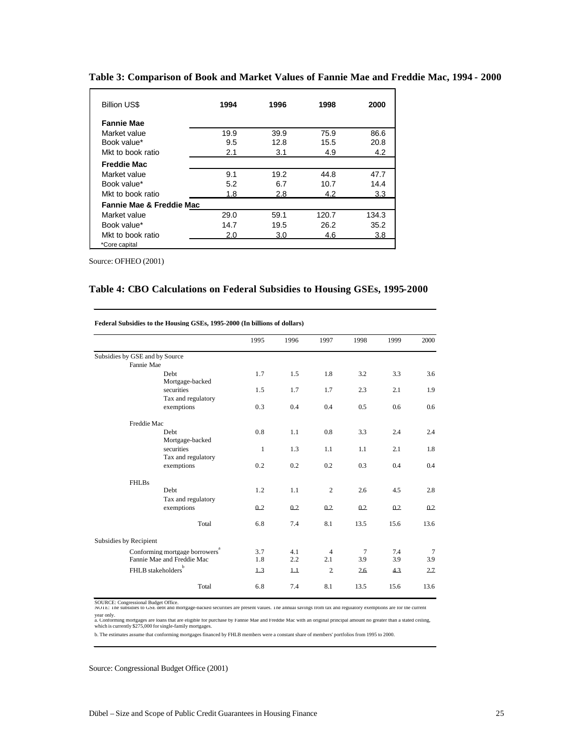**Table 3: Comparison of Book and Market Values of Fannie Mae and Freddie Mac, 1994 - 2000**

| Billion US$ | 1994 | 1996 | 1998 | 2000 |
|---|---|---|---|---|
| **Fannie Mae** | | | | |
| Market value | 19.9 | 39.9 | 75.9 | 86.6 |
| Book value* | 9.5 | 12.8 | 15.5 | 20.8 |
| Mkt to book ratio | 2.1 | 3.1 | 4.9 | 4.2 |
| **Freddie Mac** | | | | |
| Market value | 9.1 | 19.2 | 44.8 | 47.7 |
| Book value* | 5.2 | 6.7 | 10.7 | 14.4 |
| Mkt to book ratio | 1.8 | 2.8 | 4.2 | 3.3 |
| **Fannie Mae & Freddie Mac** | | | | |
| Market value | 29.0 | 59.1 | 120.7 | 134.3 |
| Book value* | 14.7 | 19.5 | 26.2 | 35.2 |
| Mkt to book ratio | 2.0 | 3.0 | 4.6 | 3.8 |

*Core capital

Source: OFHEO (2001)

**Table 4: CBO Calculations on Federal Subsidies to Housing GSEs, 1995-2000**

**Federal Subsidies to the Housing GSEs, 1995-2000 (In billions of dollars)**

| | 1995 | 1996 | 1997 | 1998 | 1999 | 2000 |
|---|---|---|---|---|---|---|
| Subsidies by GSE and by Source | | | | | | |
| Fannie Mae | | | | | | |
| Debt | 1.7 | 1.5 | 1.8 | 3.2 | 3.3 | 3.6 |
| Mortgage-backed securities | 1.5 | 1.7 | 1.7 | 2.3 | 2.1 | 1.9 |
| Tax and regulatory exemptions | 0.3 | 0.4 | 0.4 | 0.5 | 0.6 | 0.6 |
| Freddie Mac | | | | | | |
| Debt | 0.8 | 1.1 | 0.8 | 3.3 | 2.4 | 2.4 |
| Mortgage-backed securities | 1 | 1.3 | 1.1 | 1.1 | 2.1 | 1.8 |
| Tax and regulatory exemptions | 0.2 | 0.2 | 0.2 | 0.3 | 0.4 | 0.4 |
| FHLBs | | | | | | |
| Debt | 1.2 | 1.1 | 2 | 2.6 | 4.5 | 2.8 |
| Tax and regulatory exemptions | 0.2 | 0.2 | 0.2 | 0.2 | 0.2 | 0.2 |
| Total | 6.8 | 7.4 | 8.1 | 13.5 | 15.6 | 13.6 |
| Subsidies by Recipient | | | | | | |
| Conforming mortgage borrowers[a] | 3.7 | 4.1 | 4 | 7 | 7.4 | 7 |
| Fannie Mae and Freddie Mac | 1.8 | 2.2 | 2.1 | 3.9 | 3.9 | 3.9 |
| FHLB stakeholders[b] | 1.3 | 1.1 | 2 | 2.6 | 4.3 | 2.7 |
| Total | 6.8 | 7.4 | 8.1 | 13.5 | 15.6 | 13.6 |

SOURCE: Congressional Budget Office.

NOTE: The subsidies to GSE debt and mortgage-backed securities are present values. The annual savings from tax and regulatory exemptions are for the current year only.

a. Conforming mortgages are loans that are eligible for purchase by Fannie Mae and Freddie Mac with an original principal amount no greater than a stated ceiling, which is currently $275,000 for single-family mortgages.

b. The estimates assume that conforming mortgages financed by FHLB members were a constant share of members' portfolios from 1995 to 2000.

Source: Congressional Budget Office (2001)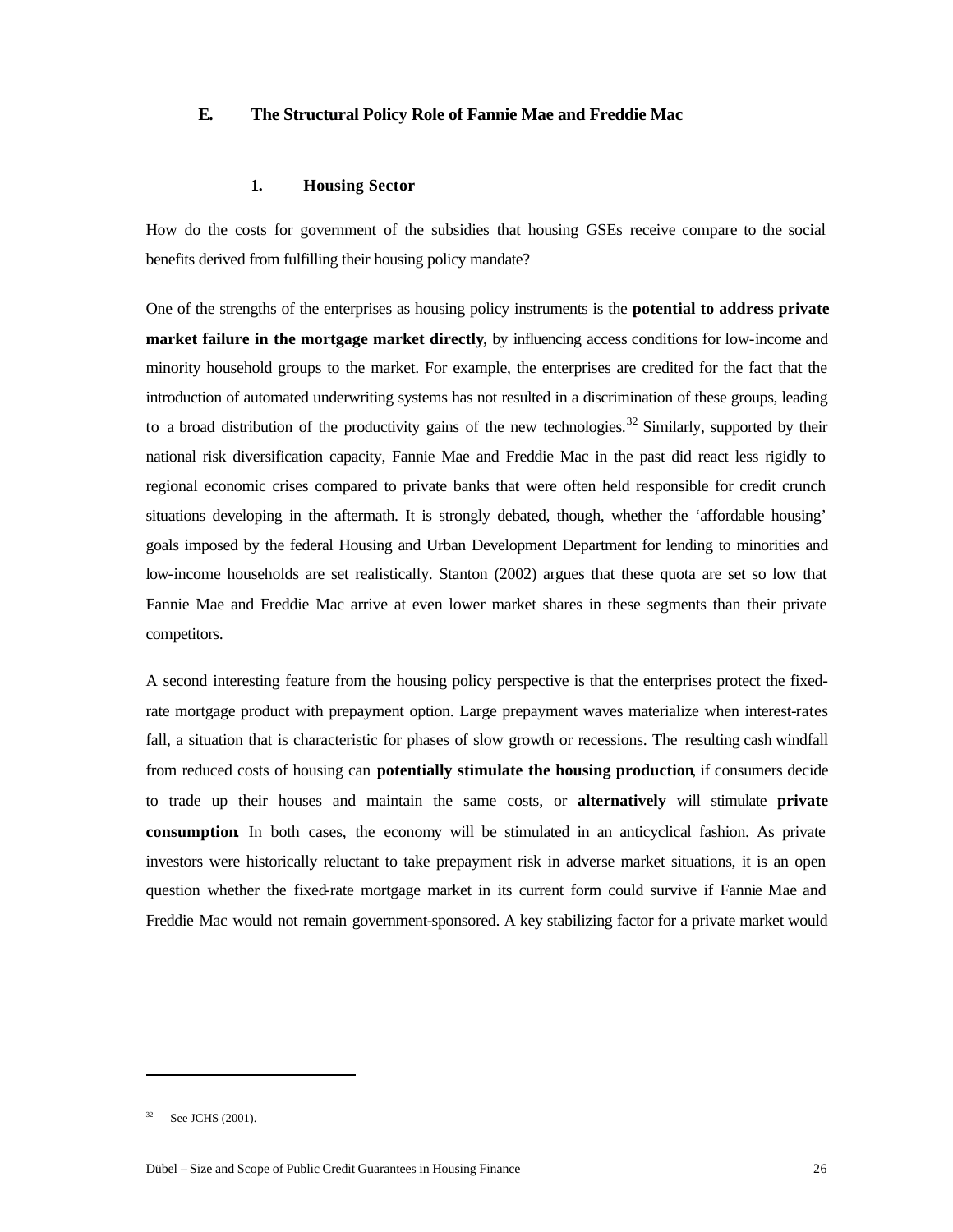## E. The Structural Policy Role of Fannie Mae and Freddie Mac

### 1. Housing Sector

How do the costs for government of the subsidies that housing GSEs receive compare to the social benefits derived from fulfilling their housing policy mandate?

One of the strengths of the enterprises as housing policy instruments is the **potential to address private market failure in the mortgage market directly**, by influencing access conditions for low-income and minority household groups to the market. For example, the enterprises are credited for the fact that the introduction of automated underwriting systems has not resulted in a discrimination of these groups, leading to a broad distribution of the productivity gains of the new technologies.[32] Similarly, supported by their national risk diversification capacity, Fannie Mae and Freddie Mac in the past did react less rigidly to regional economic crises compared to private banks that were often held responsible for credit crunch situations developing in the aftermath. It is strongly debated, though, whether the 'affordable housing' goals imposed by the federal Housing and Urban Development Department for lending to minorities and low-income households are set realistically. Stanton (2002) argues that these quota are set so low that Fannie Mae and Freddie Mac arrive at even lower market shares in these segments than their private competitors.

A second interesting feature from the housing policy perspective is that the enterprises protect the fixed-rate mortgage product with prepayment option. Large prepayment waves materialize when interest-rates fall, a situation that is characteristic for phases of slow growth or recessions. The resulting cash windfall from reduced costs of housing can **potentially stimulate the housing production**, if consumers decide to trade up their houses and maintain the same costs, or **alternatively** will stimulate **private consumption**. In both cases, the economy will be stimulated in an anticyclical fashion. As private investors were historically reluctant to take prepayment risk in adverse market situations, it is an open question whether the fixed-rate mortgage market in its current form could survive if Fannie Mae and Freddie Mac would not remain government-sponsored. A key stabilizing factor for a private market would

[32] See JCHS (2001).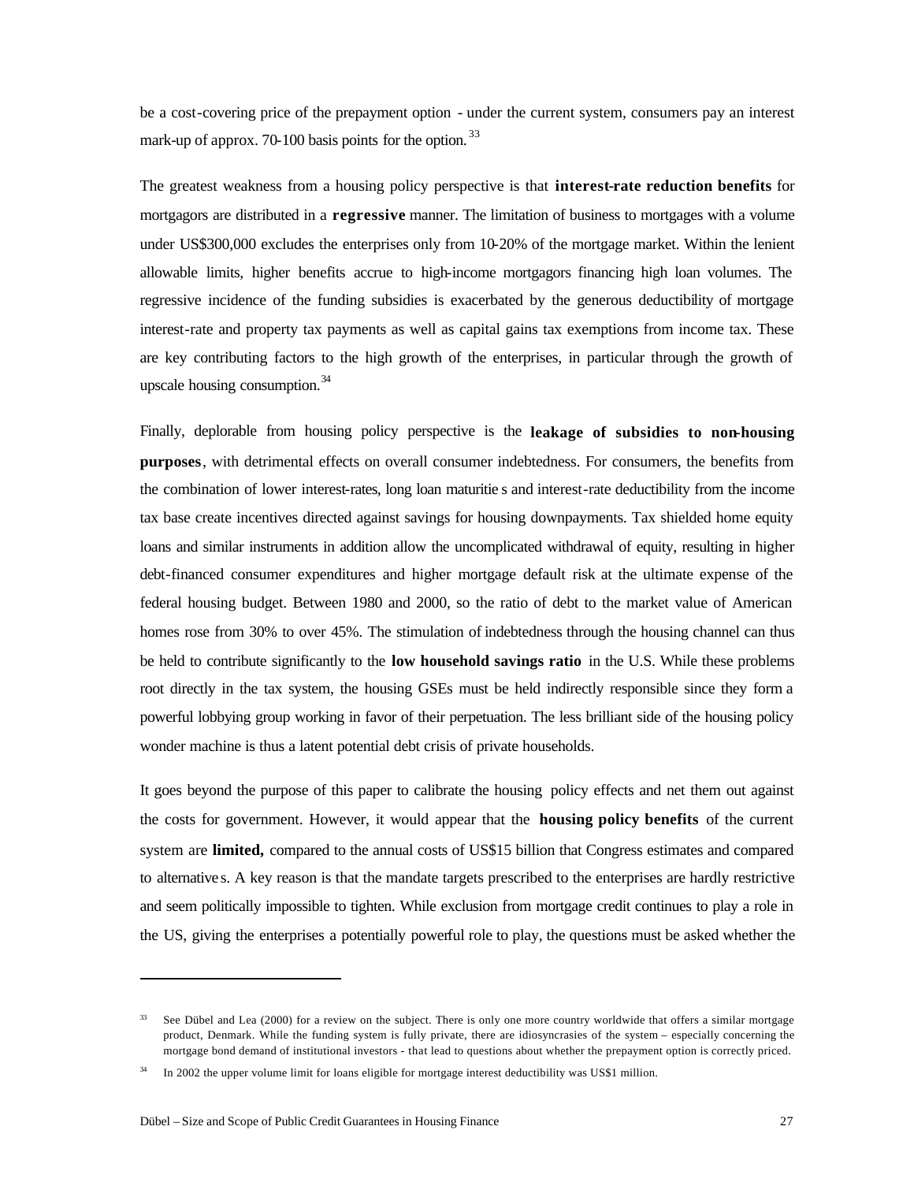be a cost-covering price of the prepayment option - under the current system, consumers pay an interest mark-up of approx. 70-100 basis points for the option.[33]

The greatest weakness from a housing policy perspective is that **interest-rate reduction benefits** for mortgagors are distributed in a **regressive** manner. The limitation of business to mortgages with a volume under US$300,000 excludes the enterprises only from 10-20% of the mortgage market. Within the lenient allowable limits, higher benefits accrue to high-income mortgagors financing high loan volumes. The regressive incidence of the funding subsidies is exacerbated by the generous deductibility of mortgage interest-rate and property tax payments as well as capital gains tax exemptions from income tax. These are key contributing factors to the high growth of the enterprises, in particular through the growth of upscale housing consumption.[34]

Finally, deplorable from housing policy perspective is the **leakage of subsidies to non-housing purposes**, with detrimental effects on overall consumer indebtedness. For consumers, the benefits from the combination of lower interest-rates, long loan maturities and interest-rate deductibility from the income tax base create incentives directed against savings for housing downpayments. Tax shielded home equity loans and similar instruments in addition allow the uncomplicated withdrawal of equity, resulting in higher debt-financed consumer expenditures and higher mortgage default risk at the ultimate expense of the federal housing budget. Between 1980 and 2000, so the ratio of debt to the market value of American homes rose from 30% to over 45%. The stimulation of indebtedness through the housing channel can thus be held to contribute significantly to the **low household savings ratio** in the U.S. While these problems root directly in the tax system, the housing GSEs must be held indirectly responsible since they form a powerful lobbying group working in favor of their perpetuation. The less brilliant side of the housing policy wonder machine is thus a latent potential debt crisis of private households.

It goes beyond the purpose of this paper to calibrate the housing policy effects and net them out against the costs for government. However, it would appear that the **housing policy benefits** of the current system are **limited,** compared to the annual costs of US$15 billion that Congress estimates and compared to alternatives. A key reason is that the mandate targets prescribed to the enterprises are hardly restrictive and seem politically impossible to tighten. While exclusion from mortgage credit continues to play a role in the US, giving the enterprises a potentially powerful role to play, the questions must be asked whether the

---

[33] See Dübel and Lea (2000) for a review on the subject. There is only one more country worldwide that offers a similar mortgage product, Denmark. While the funding system is fully private, there are idiosyncrasies of the system – especially concerning the mortgage bond demand of institutional investors - that lead to questions about whether the prepayment option is correctly priced.

[34] In 2002 the upper volume limit for loans eligible for mortgage interest deductibility was US$1 million.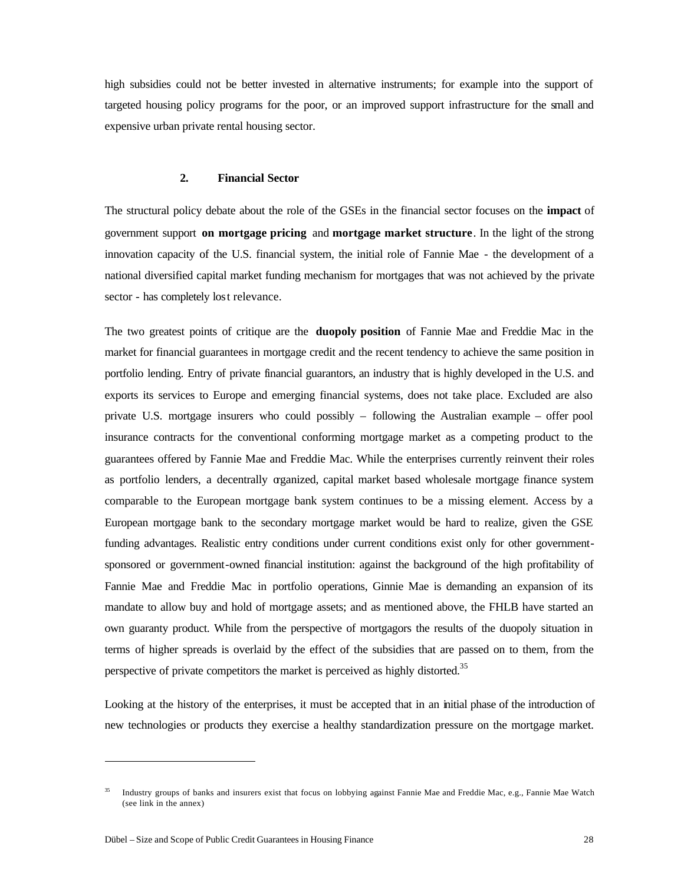high subsidies could not be better invested in alternative instruments; for example into the support of targeted housing policy programs for the poor, or an improved support infrastructure for the small and expensive urban private rental housing sector.

### 2. Financial Sector

The structural policy debate about the role of the GSEs in the financial sector focuses on the **impact** of government support **on mortgage pricing** and **mortgage market structure**. In the light of the strong innovation capacity of the U.S. financial system, the initial role of Fannie Mae - the development of a national diversified capital market funding mechanism for mortgages that was not achieved by the private sector - has completely lost relevance.

The two greatest points of critique are the **duopoly position** of Fannie Mae and Freddie Mac in the market for financial guarantees in mortgage credit and the recent tendency to achieve the same position in portfolio lending. Entry of private financial guarantors, an industry that is highly developed in the U.S. and exports its services to Europe and emerging financial systems, does not take place. Excluded are also private U.S. mortgage insurers who could possibly – following the Australian example – offer pool insurance contracts for the conventional conforming mortgage market as a competing product to the guarantees offered by Fannie Mae and Freddie Mac. While the enterprises currently reinvent their roles as portfolio lenders, a decentrally organized, capital market based wholesale mortgage finance system comparable to the European mortgage bank system continues to be a missing element. Access by a European mortgage bank to the secondary mortgage market would be hard to realize, given the GSE funding advantages. Realistic entry conditions under current conditions exist only for other government-sponsored or government-owned financial institution: against the background of the high profitability of Fannie Mae and Freddie Mac in portfolio operations, Ginnie Mae is demanding an expansion of its mandate to allow buy and hold of mortgage assets; and as mentioned above, the FHLB have started an own guaranty product. While from the perspective of mortgagors the results of the duopoly situation in terms of higher spreads is overlaid by the effect of the subsidies that are passed on to them, from the perspective of private competitors the market is perceived as highly distorted.[35]

Looking at the history of the enterprises, it must be accepted that in an initial phase of the introduction of new technologies or products they exercise a healthy standardization pressure on the mortgage market.

---

[35] Industry groups of banks and insurers exist that focus on lobbying against Fannie Mae and Freddie Mac, e.g., Fannie Mae Watch (see link in the annex)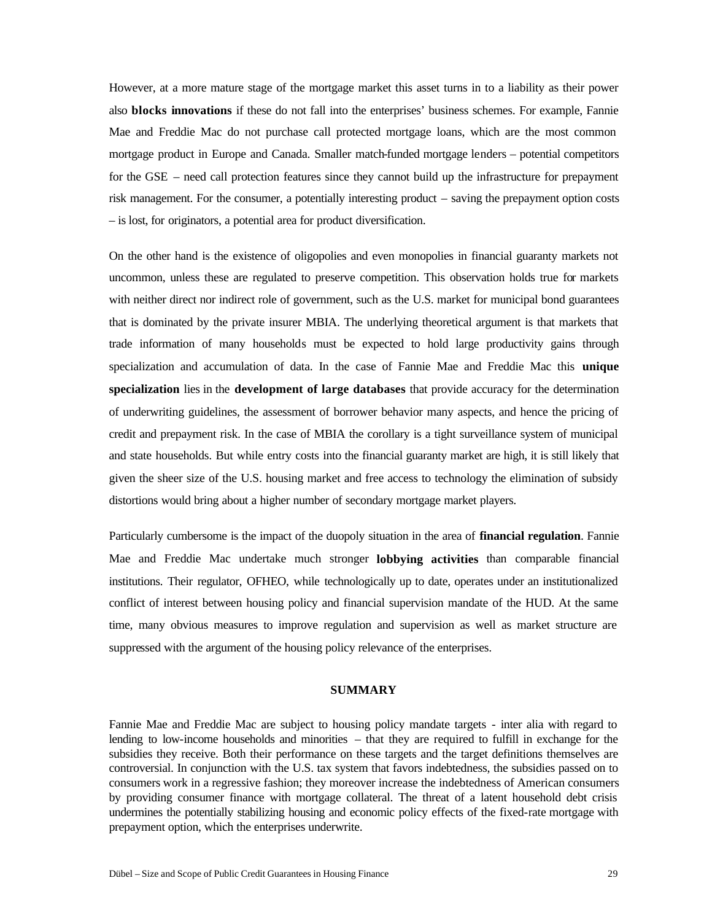However, at a more mature stage of the mortgage market this asset turns in to a liability as their power also **blocks innovations** if these do not fall into the enterprises' business schemes. For example, Fannie Mae and Freddie Mac do not purchase call protected mortgage loans, which are the most common mortgage product in Europe and Canada. Smaller match-funded mortgage lenders – potential competitors for the GSE – need call protection features since they cannot build up the infrastructure for prepayment risk management. For the consumer, a potentially interesting product – saving the prepayment option costs – is lost, for originators, a potential area for product diversification.

On the other hand is the existence of oligopolies and even monopolies in financial guaranty markets not uncommon, unless these are regulated to preserve competition. This observation holds true for markets with neither direct nor indirect role of government, such as the U.S. market for municipal bond guarantees that is dominated by the private insurer MBIA. The underlying theoretical argument is that markets that trade information of many households must be expected to hold large productivity gains through specialization and accumulation of data. In the case of Fannie Mae and Freddie Mac this **unique specialization** lies in the **development of large databases** that provide accuracy for the determination of underwriting guidelines, the assessment of borrower behavior many aspects, and hence the pricing of credit and prepayment risk. In the case of MBIA the corollary is a tight surveillance system of municipal and state households. But while entry costs into the financial guaranty market are high, it is still likely that given the sheer size of the U.S. housing market and free access to technology the elimination of subsidy distortions would bring about a higher number of secondary mortgage market players.

Particularly cumbersome is the impact of the duopoly situation in the area of **financial regulation**. Fannie Mae and Freddie Mac undertake much stronger **lobbying activities** than comparable financial institutions. Their regulator, OFHEO, while technologically up to date, operates under an institutionalized conflict of interest between housing policy and financial supervision mandate of the HUD. At the same time, many obvious measures to improve regulation and supervision as well as market structure are suppressed with the argument of the housing policy relevance of the enterprises.

## SUMMARY

Fannie Mae and Freddie Mac are subject to housing policy mandate targets - inter alia with regard to lending to low-income households and minorities – that they are required to fulfill in exchange for the subsidies they receive. Both their performance on these targets and the target definitions themselves are controversial. In conjunction with the U.S. tax system that favors indebtedness, the subsidies passed on to consumers work in a regressive fashion; they moreover increase the indebtedness of American consumers by providing consumer finance with mortgage collateral. The threat of a latent household debt crisis undermines the potentially stabilizing housing and economic policy effects of the fixed-rate mortgage with prepayment option, which the enterprises underwrite.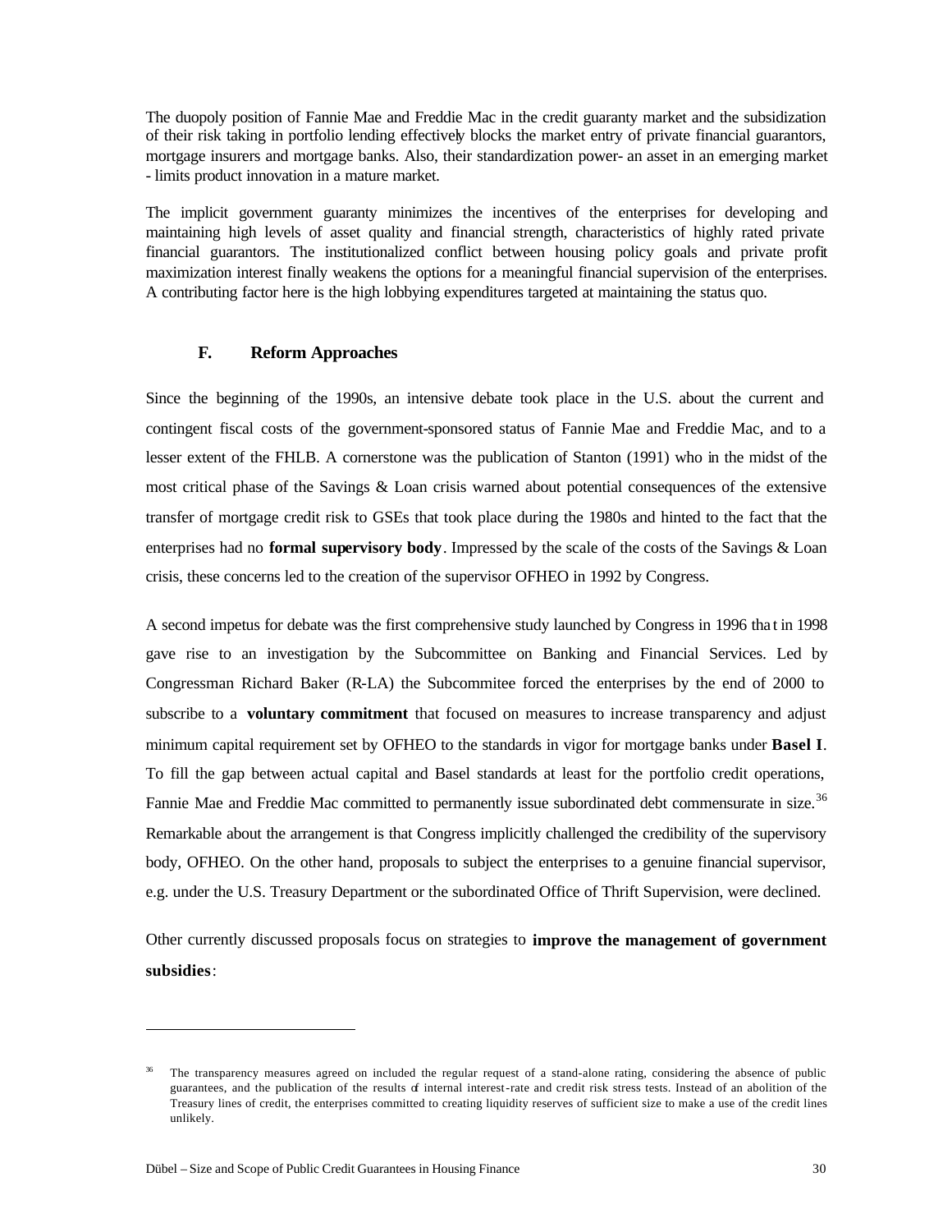The duopoly position of Fannie Mae and Freddie Mac in the credit guaranty market and the subsidization of their risk taking in portfolio lending effectively blocks the market entry of private financial guarantors, mortgage insurers and mortgage banks. Also, their standardization power- an asset in an emerging market - limits product innovation in a mature market.

The implicit government guaranty minimizes the incentives of the enterprises for developing and maintaining high levels of asset quality and financial strength, characteristics of highly rated private financial guarantors. The institutionalized conflict between housing policy goals and private profit maximization interest finally weakens the options for a meaningful financial supervision of the enterprises. A contributing factor here is the high lobbying expenditures targeted at maintaining the status quo.

### F. Reform Approaches

Since the beginning of the 1990s, an intensive debate took place in the U.S. about the current and contingent fiscal costs of the government-sponsored status of Fannie Mae and Freddie Mac, and to a lesser extent of the FHLB. A cornerstone was the publication of Stanton (1991) who in the midst of the most critical phase of the Savings & Loan crisis warned about potential consequences of the extensive transfer of mortgage credit risk to GSEs that took place during the 1980s and hinted to the fact that the enterprises had no **formal supervisory body**. Impressed by the scale of the costs of the Savings & Loan crisis, these concerns led to the creation of the supervisor OFHEO in 1992 by Congress.

A second impetus for debate was the first comprehensive study launched by Congress in 1996 that in 1998 gave rise to an investigation by the Subcommittee on Banking and Financial Services. Led by Congressman Richard Baker (R-LA) the Subcommitee forced the enterprises by the end of 2000 to subscribe to a **voluntary commitment** that focused on measures to increase transparency and adjust minimum capital requirement set by OFHEO to the standards in vigor for mortgage banks under **Basel I**. To fill the gap between actual capital and Basel standards at least for the portfolio credit operations, Fannie Mae and Freddie Mac committed to permanently issue subordinated debt commensurate in size.[36] Remarkable about the arrangement is that Congress implicitly challenged the credibility of the supervisory body, OFHEO. On the other hand, proposals to subject the enterprises to a genuine financial supervisor, e.g. under the U.S. Treasury Department or the subordinated Office of Thrift Supervision, were declined.

Other currently discussed proposals focus on strategies to **improve the management of government subsidies**:

[36] The transparency measures agreed on included the regular request of a stand-alone rating, considering the absence of public guarantees, and the publication of the results of internal interest-rate and credit risk stress tests. Instead of an abolition of the Treasury lines of credit, the enterprises committed to creating liquidity reserves of sufficient size to make a use of the credit lines unlikely.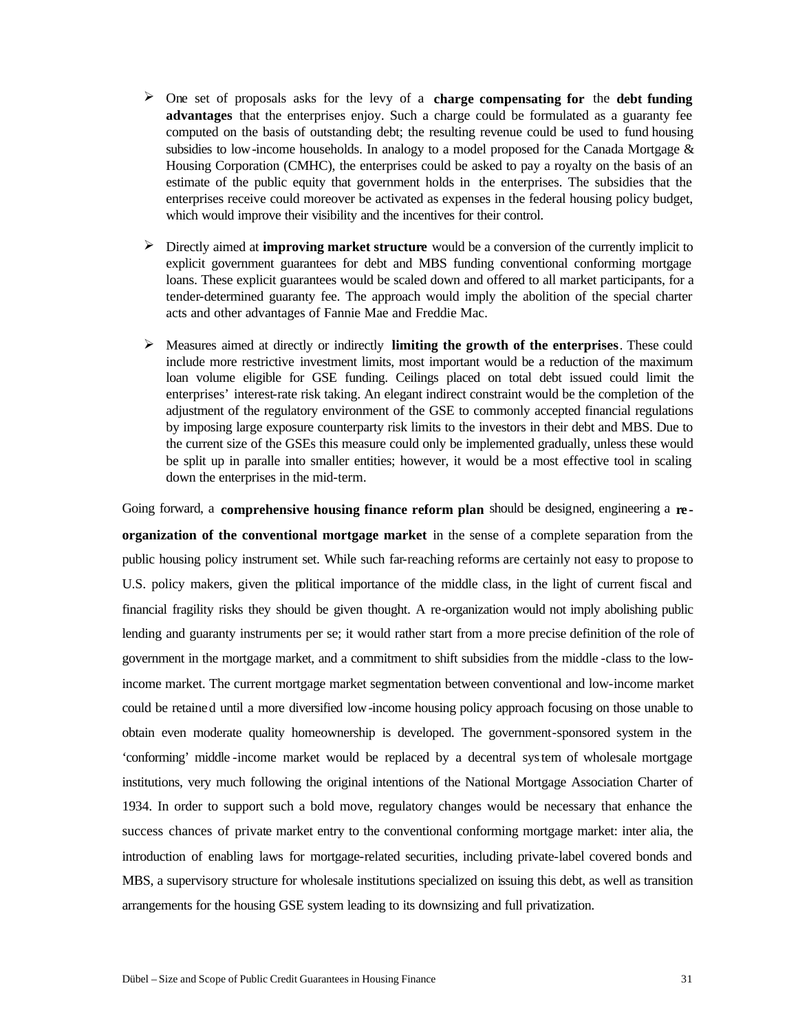- One set of proposals asks for the levy of a **charge compensating for** the **debt funding advantages** that the enterprises enjoy. Such a charge could be formulated as a guaranty fee computed on the basis of outstanding debt; the resulting revenue could be used to fund housing subsidies to low-income households. In analogy to a model proposed for the Canada Mortgage & Housing Corporation (CMHC), the enterprises could be asked to pay a royalty on the basis of an estimate of the public equity that government holds in the enterprises. The subsidies that the enterprises receive could moreover be activated as expenses in the federal housing policy budget, which would improve their visibility and the incentives for their control.

- Directly aimed at **improving market structure** would be a conversion of the currently implicit to explicit government guarantees for debt and MBS funding conventional conforming mortgage loans. These explicit guarantees would be scaled down and offered to all market participants, for a tender-determined guaranty fee. The approach would imply the abolition of the special charter acts and other advantages of Fannie Mae and Freddie Mac.

- Measures aimed at directly or indirectly **limiting the growth of the enterprises**. These could include more restrictive investment limits, most important would be a reduction of the maximum loan volume eligible for GSE funding. Ceilings placed on total debt issued could limit the enterprises' interest-rate risk taking. An elegant indirect constraint would be the completion of the adjustment of the regulatory environment of the GSE to commonly accepted financial regulations by imposing large exposure counterparty risk limits to the investors in their debt and MBS. Due to the current size of the GSEs this measure could only be implemented gradually, unless these would be split up in paralle into smaller entities; however, it would be a most effective tool in scaling down the enterprises in the mid-term.

Going forward, a **comprehensive housing finance reform plan** should be designed, engineering a **re-organization of the conventional mortgage market** in the sense of a complete separation from the public housing policy instrument set. While such far-reaching reforms are certainly not easy to propose to U.S. policy makers, given the political importance of the middle class, in the light of current fiscal and financial fragility risks they should be given thought. A re-organization would not imply abolishing public lending and guaranty instruments per se; it would rather start from a more precise definition of the role of government in the mortgage market, and a commitment to shift subsidies from the middle-class to the low-income market. The current mortgage market segmentation between conventional and low-income market could be retained until a more diversified low-income housing policy approach focusing on those unable to obtain even moderate quality homeownership is developed. The government-sponsored system in the 'conforming' middle-income market would be replaced by a decentral system of wholesale mortgage institutions, very much following the original intentions of the National Mortgage Association Charter of 1934. In order to support such a bold move, regulatory changes would be necessary that enhance the success chances of private market entry to the conventional conforming mortgage market: inter alia, the introduction of enabling laws for mortgage-related securities, including private-label covered bonds and MBS, a supervisory structure for wholesale institutions specialized on issuing this debt, as well as transition arrangements for the housing GSE system leading to its downsizing and full privatization.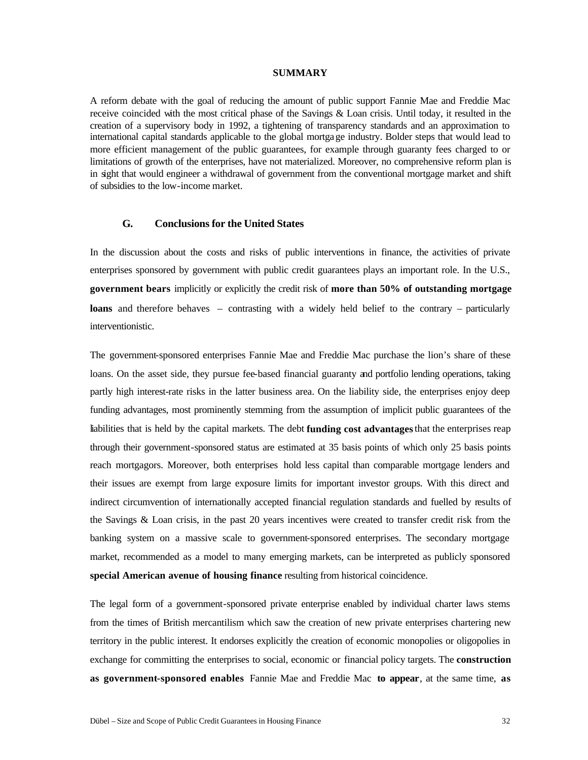**SUMMARY**

A reform debate with the goal of reducing the amount of public support Fannie Mae and Freddie Mac receive coincided with the most critical phase of the Savings & Loan crisis. Until today, it resulted in the creation of a supervisory body in 1992, a tightening of transparency standards and an approximation to international capital standards applicable to the global mortgage industry. Bolder steps that would lead to more efficient management of the public guarantees, for example through guaranty fees charged to or limitations of growth of the enterprises, have not materialized. Moreover, no comprehensive reform plan is in sight that would engineer a withdrawal of government from the conventional mortgage market and shift of subsidies to the low-income market.

## G. Conclusions for the United States

In the discussion about the costs and risks of public interventions in finance, the activities of private enterprises sponsored by government with public credit guarantees plays an important role. In the U.S., **government bears** implicitly or explicitly the credit risk of **more than 50% of outstanding mortgage loans** and therefore behaves – contrasting with a widely held belief to the contrary – particularly interventionistic.

The government-sponsored enterprises Fannie Mae and Freddie Mac purchase the lion's share of these loans. On the asset side, they pursue fee-based financial guaranty and portfolio lending operations, taking partly high interest-rate risks in the latter business area. On the liability side, the enterprises enjoy deep funding advantages, most prominently stemming from the assumption of implicit public guarantees of the liabilities that is held by the capital markets. The debt **funding cost advantages** that the enterprises reap through their government-sponsored status are estimated at 35 basis points of which only 25 basis points reach mortgagors. Moreover, both enterprises hold less capital than comparable mortgage lenders and their issues are exempt from large exposure limits for important investor groups. With this direct and indirect circumvention of internationally accepted financial regulation standards and fuelled by results of the Savings & Loan crisis, in the past 20 years incentives were created to transfer credit risk from the banking system on a massive scale to government-sponsored enterprises. The secondary mortgage market, recommended as a model to many emerging markets, can be interpreted as publicly sponsored **special American avenue of housing finance** resulting from historical coincidence.

The legal form of a government-sponsored private enterprise enabled by individual charter laws stems from the times of British mercantilism which saw the creation of new private enterprises chartering new territory in the public interest. It endorses explicitly the creation of economic monopolies or oligopolies in exchange for committing the enterprises to social, economic or financial policy targets. The **construction as government-sponsored enables** Fannie Mae and Freddie Mac **to appear**, at the same time, **as**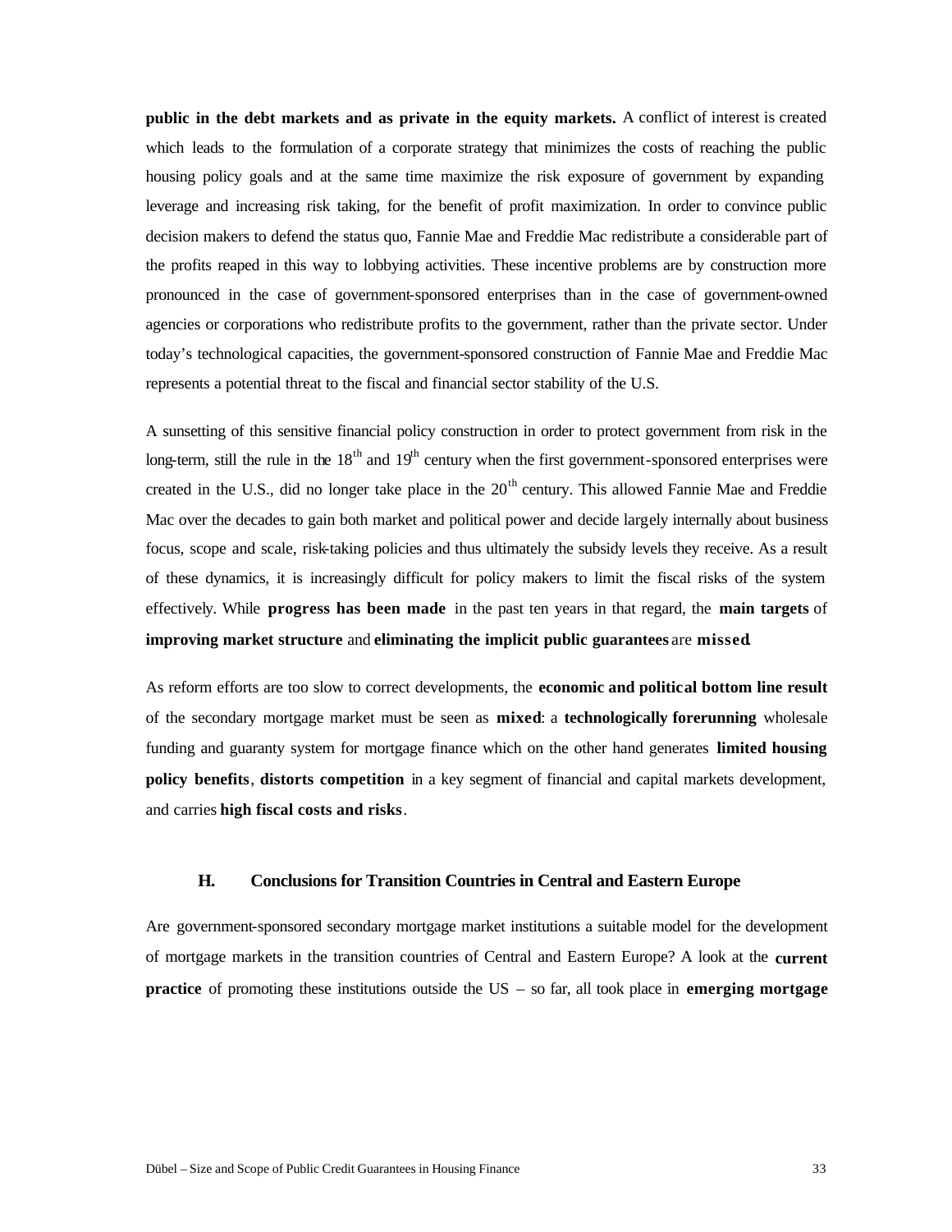**public in the debt markets and as private in the equity markets.** A conflict of interest is created which leads to the formulation of a corporate strategy that minimizes the costs of reaching the public housing policy goals and at the same time maximize the risk exposure of government by expanding leverage and increasing risk taking, for the benefit of profit maximization. In order to convince public decision makers to defend the status quo, Fannie Mae and Freddie Mac redistribute a considerable part of the profits reaped in this way to lobbying activities. These incentive problems are by construction more pronounced in the case of government-sponsored enterprises than in the case of government-owned agencies or corporations who redistribute profits to the government, rather than the private sector. Under today's technological capacities, the government-sponsored construction of Fannie Mae and Freddie Mac represents a potential threat to the fiscal and financial sector stability of the U.S.

A sunsetting of this sensitive financial policy construction in order to protect government from risk in the long-term, still the rule in the 18th and 19th century when the first government-sponsored enterprises were created in the U.S., did no longer take place in the 20th century. This allowed Fannie Mae and Freddie Mac over the decades to gain both market and political power and decide largely internally about business focus, scope and scale, risk-taking policies and thus ultimately the subsidy levels they receive. As a result of these dynamics, it is increasingly difficult for policy makers to limit the fiscal risks of the system effectively. While **progress has been made** in the past ten years in that regard, the **main targets** of **improving market structure** and **eliminating the implicit public guarantees** are **missed**.

As reform efforts are too slow to correct developments, the **economic and political bottom line result** of the secondary mortgage market must be seen as **mixed**: a **technologically forerunning** wholesale funding and guaranty system for mortgage finance which on the other hand generates **limited housing policy benefits**, **distorts competition** in a key segment of financial and capital markets development, and carries **high fiscal costs and risks**.

## H. Conclusions for Transition Countries in Central and Eastern Europe

Are government-sponsored secondary mortgage market institutions a suitable model for the development of mortgage markets in the transition countries of Central and Eastern Europe? A look at the **current practice** of promoting these institutions outside the US – so far, all took place in **emerging mortgage**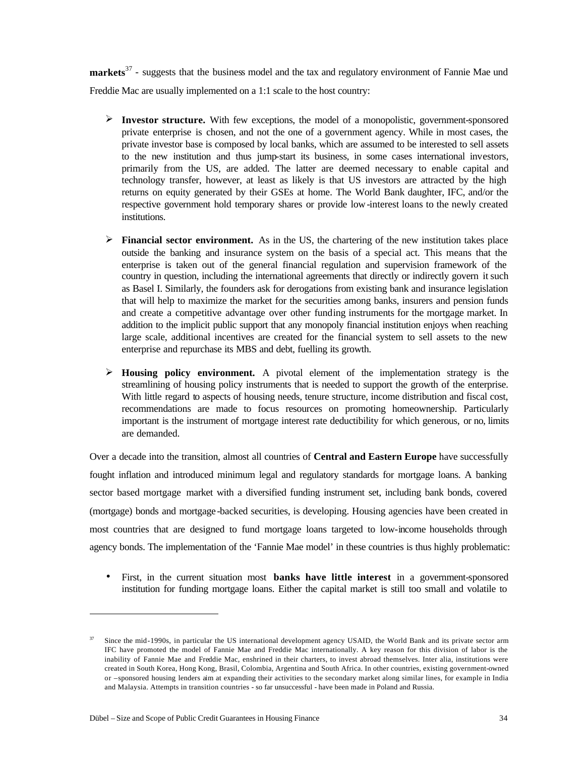**markets**[37] - suggests that the business model and the tax and regulatory environment of Fannie Mae und Freddie Mac are usually implemented on a 1:1 scale to the host country:

- **Investor structure.** With few exceptions, the model of a monopolistic, government-sponsored private enterprise is chosen, and not the one of a government agency. While in most cases, the private investor base is composed by local banks, which are assumed to be interested to sell assets to the new institution and thus jump-start its business, in some cases international investors, primarily from the US, are added. The latter are deemed necessary to enable capital and technology transfer, however, at least as likely is that US investors are attracted by the high returns on equity generated by their GSEs at home. The World Bank daughter, IFC, and/or the respective government hold temporary shares or provide low-interest loans to the newly created institutions.

- **Financial sector environment.** As in the US, the chartering of the new institution takes place outside the banking and insurance system on the basis of a special act. This means that the enterprise is taken out of the general financial regulation and supervision framework of the country in question, including the international agreements that directly or indirectly govern it such as Basel I. Similarly, the founders ask for derogations from existing bank and insurance legislation that will help to maximize the market for the securities among banks, insurers and pension funds and create a competitive advantage over other funding instruments for the mortgage market. In addition to the implicit public support that any monopoly financial institution enjoys when reaching large scale, additional incentives are created for the financial system to sell assets to the new enterprise and repurchase its MBS and debt, fuelling its growth.

- **Housing policy environment.** A pivotal element of the implementation strategy is the streamlining of housing policy instruments that is needed to support the growth of the enterprise. With little regard to aspects of housing needs, tenure structure, income distribution and fiscal cost, recommendations are made to focus resources on promoting homeownership. Particularly important is the instrument of mortgage interest rate deductibility for which generous, or no, limits are demanded.

Over a decade into the transition, almost all countries of **Central and Eastern Europe** have successfully fought inflation and introduced minimum legal and regulatory standards for mortgage loans. A banking sector based mortgage market with a diversified funding instrument set, including bank bonds, covered (mortgage) bonds and mortgage-backed securities, is developing. Housing agencies have been created in most countries that are designed to fund mortgage loans targeted to low-income households through agency bonds. The implementation of the 'Fannie Mae model' in these countries is thus highly problematic:

- First, in the current situation most **banks have little interest** in a government-sponsored institution for funding mortgage loans. Either the capital market is still too small and volatile to

---

[37] Since the mid-1990s, in particular the US international development agency USAID, the World Bank and its private sector arm IFC have promoted the model of Fannie Mae and Freddie Mac internationally. A key reason for this division of labor is the inability of Fannie Mae and Freddie Mac, enshrined in their charters, to invest abroad themselves. Inter alia, institutions were created in South Korea, Hong Kong, Brasil, Colombia, Argentina and South Africa. In other countries, existing government-owned or –sponsored housing lenders aim at expanding their activities to the secondary market along similar lines, for example in India and Malaysia. Attempts in transition countries - so far unsuccessful - have been made in Poland and Russia.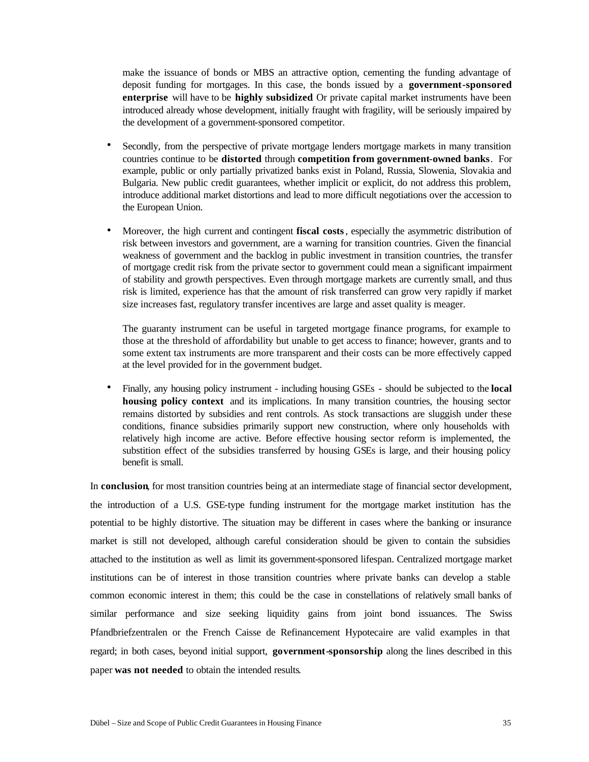make the issuance of bonds or MBS an attractive option, cementing the funding advantage of deposit funding for mortgages. In this case, the bonds issued by a **government-sponsored enterprise** will have to be **highly subsidized** Or private capital market instruments have been introduced already whose development, initially fraught with fragility, will be seriously impaired by the development of a government-sponsored competitor.

- Secondly, from the perspective of private mortgage lenders mortgage markets in many transition countries continue to be **distorted** through **competition from government-owned banks**. For example, public or only partially privatized banks exist in Poland, Russia, Slowenia, Slovakia and Bulgaria. New public credit guarantees, whether implicit or explicit, do not address this problem, introduce additional market distortions and lead to more difficult negotiations over the accession to the European Union.

- Moreover, the high current and contingent **fiscal costs**, especially the asymmetric distribution of risk between investors and government, are a warning for transition countries. Given the financial weakness of government and the backlog in public investment in transition countries, the transfer of mortgage credit risk from the private sector to government could mean a significant impairment of stability and growth perspectives. Even through mortgage markets are currently small, and thus risk is limited, experience has that the amount of risk transferred can grow very rapidly if market size increases fast, regulatory transfer incentives are large and asset quality is meager.

  The guaranty instrument can be useful in targeted mortgage finance programs, for example to those at the threshold of affordability but unable to get access to finance; however, grants and to some extent tax instruments are more transparent and their costs can be more effectively capped at the level provided for in the government budget.

- Finally, any housing policy instrument - including housing GSEs - should be subjected to the **local housing policy context** and its implications. In many transition countries, the housing sector remains distorted by subsidies and rent controls. As stock transactions are sluggish under these conditions, finance subsidies primarily support new construction, where only households with relatively high income are active. Before effective housing sector reform is implemented, the substition effect of the subsidies transferred by housing GSEs is large, and their housing policy benefit is small.

In **conclusion**, for most transition countries being at an intermediate stage of financial sector development, the introduction of a U.S. GSE-type funding instrument for the mortgage market institution has the potential to be highly distortive. The situation may be different in cases where the banking or insurance market is still not developed, although careful consideration should be given to contain the subsidies attached to the institution as well as limit its government-sponsored lifespan. Centralized mortgage market institutions can be of interest in those transition countries where private banks can develop a stable common economic interest in them; this could be the case in constellations of relatively small banks of similar performance and size seeking liquidity gains from joint bond issuances. The Swiss Pfandbriefzentralen or the French Caisse de Refinancement Hypotecaire are valid examples in that regard; in both cases, beyond initial support, **government-sponsorship** along the lines described in this paper **was not needed** to obtain the intended results.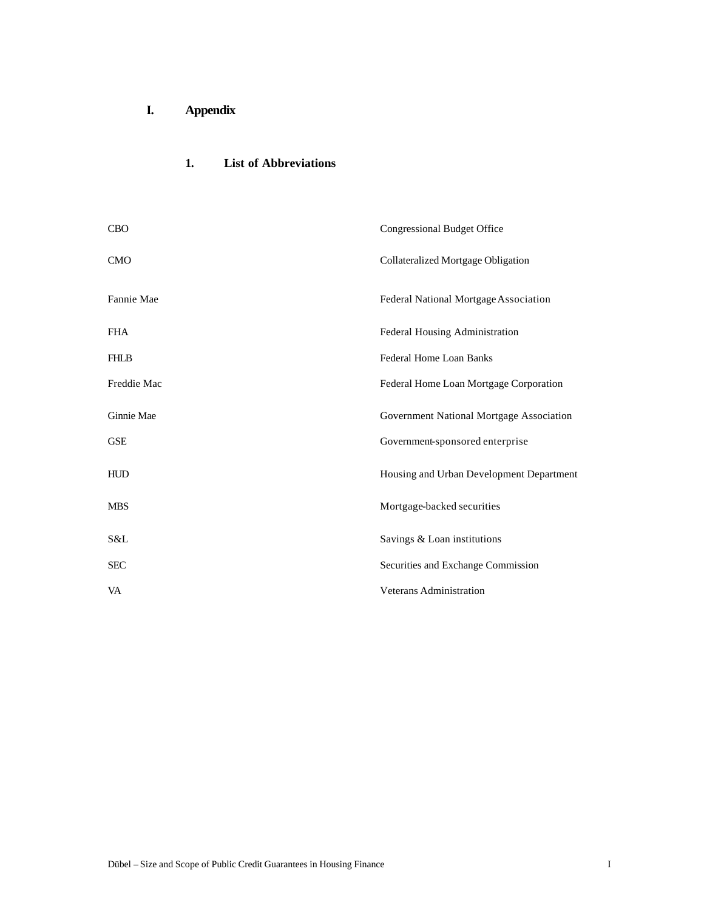# I. Appendix

## 1. List of Abbreviations

| | |
|---|---|
| CBO | Congressional Budget Office |
| CMO | Collateralized Mortgage Obligation |
| Fannie Mae | Federal National Mortgage Association |
| FHA | Federal Housing Administration |
| FHLB | Federal Home Loan Banks |
| Freddie Mac | Federal Home Loan Mortgage Corporation |
| Ginnie Mae | Government National Mortgage Association |
| GSE | Government-sponsored enterprise |
| HUD | Housing and Urban Development Department |
| MBS | Mortgage-backed securities |
| S&L | Savings & Loan institutions |
| SEC | Securities and Exchange Commission |
| VA | Veterans Administration |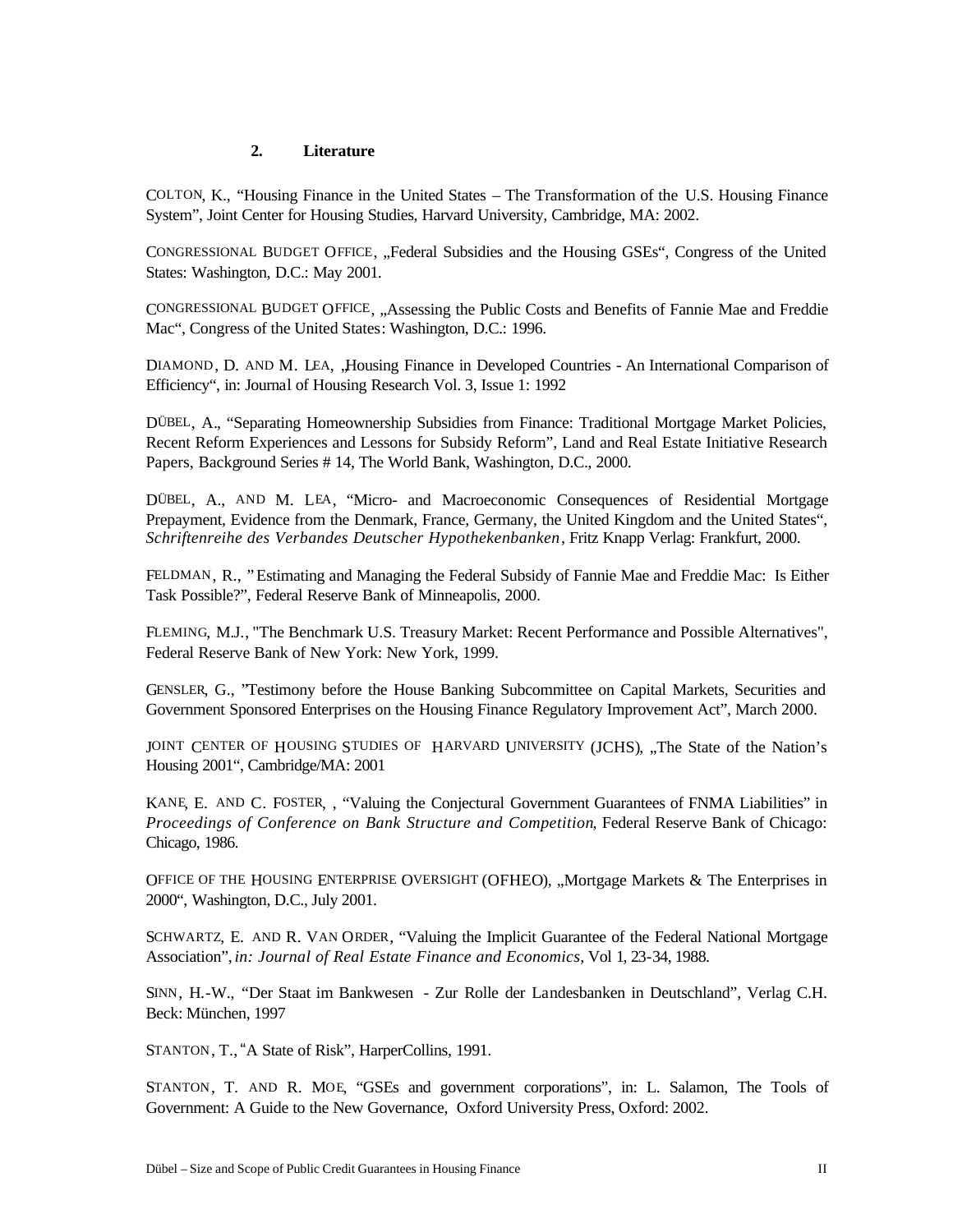## 2. Literature

COLTON, K., "Housing Finance in the United States – The Transformation of the U.S. Housing Finance System", Joint Center for Housing Studies, Harvard University, Cambridge, MA: 2002.

CONGRESSIONAL BUDGET OFFICE, „Federal Subsidies and the Housing GSEs", Congress of the United States: Washington, D.C.: May 2001.

CONGRESSIONAL BUDGET OFFICE, „Assessing the Public Costs and Benefits of Fannie Mae and Freddie Mac", Congress of the United States: Washington, D.C.: 1996.

DIAMOND, D. AND M. LEA, „Housing Finance in Developed Countries - An International Comparison of Efficiency", in: Journal of Housing Research Vol. 3, Issue 1: 1992

DÜBEL, A., "Separating Homeownership Subsidies from Finance: Traditional Mortgage Market Policies, Recent Reform Experiences and Lessons for Subsidy Reform", Land and Real Estate Initiative Research Papers, Background Series # 14, The World Bank, Washington, D.C., 2000.

DÜBEL, A., AND M. LEA, "Micro- and Macroeconomic Consequences of Residential Mortgage Prepayment, Evidence from the Denmark, France, Germany, the United Kingdom and the United States", *Schriftenreihe des Verbandes Deutscher Hypothekenbanken*, Fritz Knapp Verlag: Frankfurt, 2000.

FELDMAN, R., " Estimating and Managing the Federal Subsidy of Fannie Mae and Freddie Mac: Is Either Task Possible?", Federal Reserve Bank of Minneapolis, 2000.

FLEMING, M.J., "The Benchmark U.S. Treasury Market: Recent Performance and Possible Alternatives", Federal Reserve Bank of New York: New York, 1999.

GENSLER, G., "Testimony before the House Banking Subcommittee on Capital Markets, Securities and Government Sponsored Enterprises on the Housing Finance Regulatory Improvement Act", March 2000.

JOINT CENTER OF HOUSING STUDIES OF HARVARD UNIVERSITY (JCHS), „The State of the Nation's Housing 2001", Cambridge/MA: 2001

KANE, E. AND C. FOSTER, , "Valuing the Conjectural Government Guarantees of FNMA Liabilities" in *Proceedings of Conference on Bank Structure and Competition*, Federal Reserve Bank of Chicago: Chicago, 1986.

OFFICE OF THE HOUSING ENTERPRISE OVERSIGHT (OFHEO), „Mortgage Markets & The Enterprises in 2000", Washington, D.C., July 2001.

SCHWARTZ, E. AND R. VAN ORDER, "Valuing the Implicit Guarantee of the Federal National Mortgage Association", *in: Journal of Real Estate Finance and Economics*, Vol 1, 23-34, 1988.

SINN, H.-W., "Der Staat im Bankwesen - Zur Rolle der Landesbanken in Deutschland", Verlag C.H. Beck: München, 1997

STANTON, T., "A State of Risk", HarperCollins, 1991.

STANTON, T. AND R. MOE, "GSEs and government corporations", in: L. Salamon, The Tools of Government: A Guide to the New Governance, Oxford University Press, Oxford: 2002.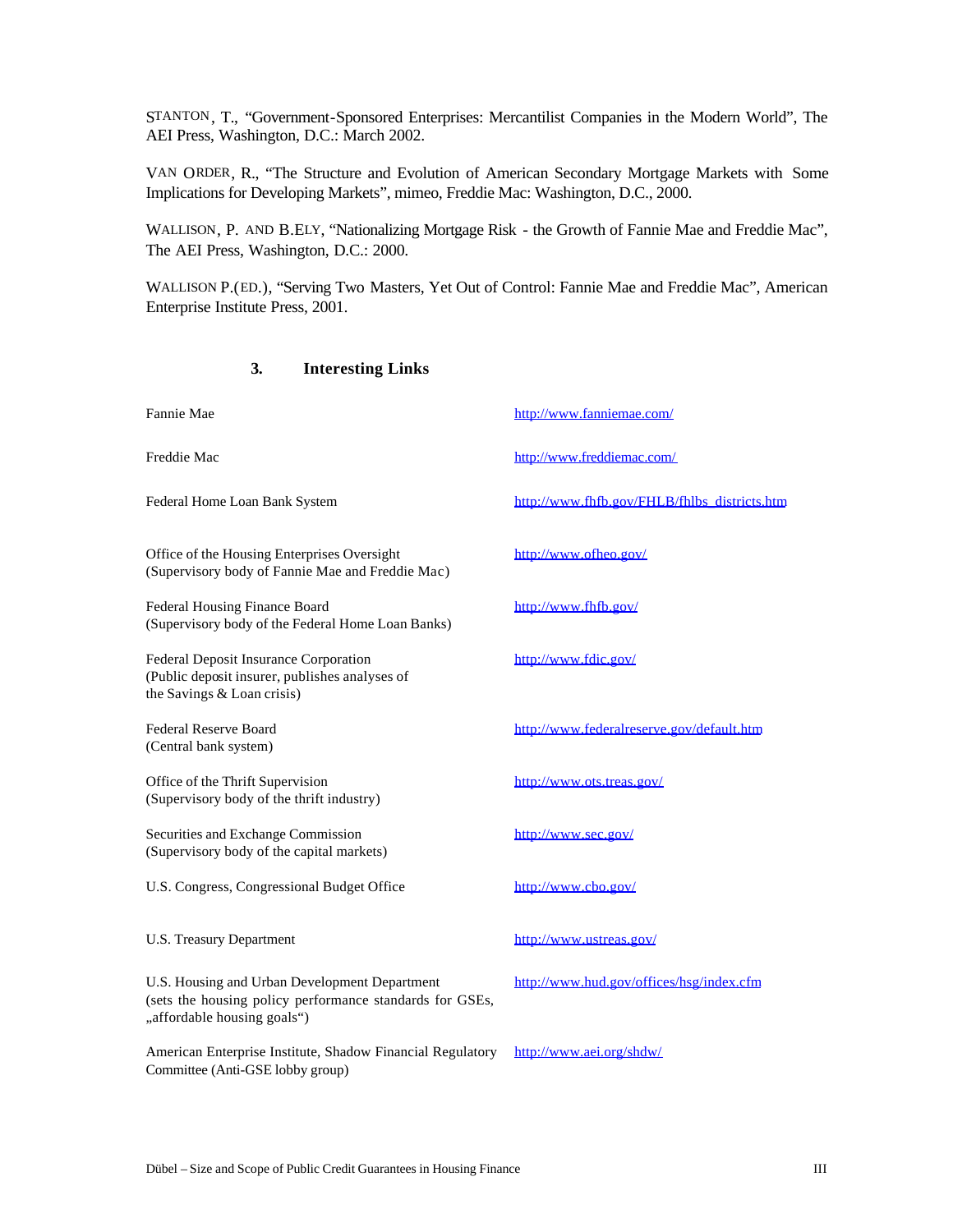STANTON, T., "Government-Sponsored Enterprises: Mercantilist Companies in the Modern World", The AEI Press, Washington, D.C.: March 2002.

VAN ORDER, R., "The Structure and Evolution of American Secondary Mortgage Markets with Some Implications for Developing Markets", mimeo, Freddie Mac: Washington, D.C., 2000.

WALLISON, P. AND B.ELY, "Nationalizing Mortgage Risk - the Growth of Fannie Mae and Freddie Mac", The AEI Press, Washington, D.C.: 2000.

WALLISON P.(ED.), "Serving Two Masters, Yet Out of Control: Fannie Mae and Freddie Mac", American Enterprise Institute Press, 2001.

## 3. Interesting Links

| | |
|---|---|
| Fannie Mae | http://www.fanniemae.com/ |
| Freddie Mac | http://www.freddiemac.com/ |
| Federal Home Loan Bank System | http://www.fhfb.gov/FHLB/fhlbs_districts.htm |
| Office of the Housing Enterprises Oversight (Supervisory body of Fannie Mae and Freddie Mac) | http://www.ofheo.gov/ |
| Federal Housing Finance Board (Supervisory body of the Federal Home Loan Banks) | http://www.fhfb.gov/ |
| Federal Deposit Insurance Corporation (Public deposit insurer, publishes analyses of the Savings & Loan crisis) | http://www.fdic.gov/ |
| Federal Reserve Board (Central bank system) | http://www.federalreserve.gov/default.htm |
| Office of the Thrift Supervision (Supervisory body of the thrift industry) | http://www.ots.treas.gov/ |
| Securities and Exchange Commission (Supervisory body of the capital markets) | http://www.sec.gov/ |
| U.S. Congress, Congressional Budget Office | http://www.cbo.gov/ |
| U.S. Treasury Department | http://www.ustreas.gov/ |
| U.S. Housing and Urban Development Department (sets the housing policy performance standards for GSEs, „affordable housing goals") | http://www.hud.gov/offices/hsg/index.cfm |
| American Enterprise Institute, Shadow Financial Regulatory Committee (Anti-GSE lobby group) | http://www.aei.org/shdw/ |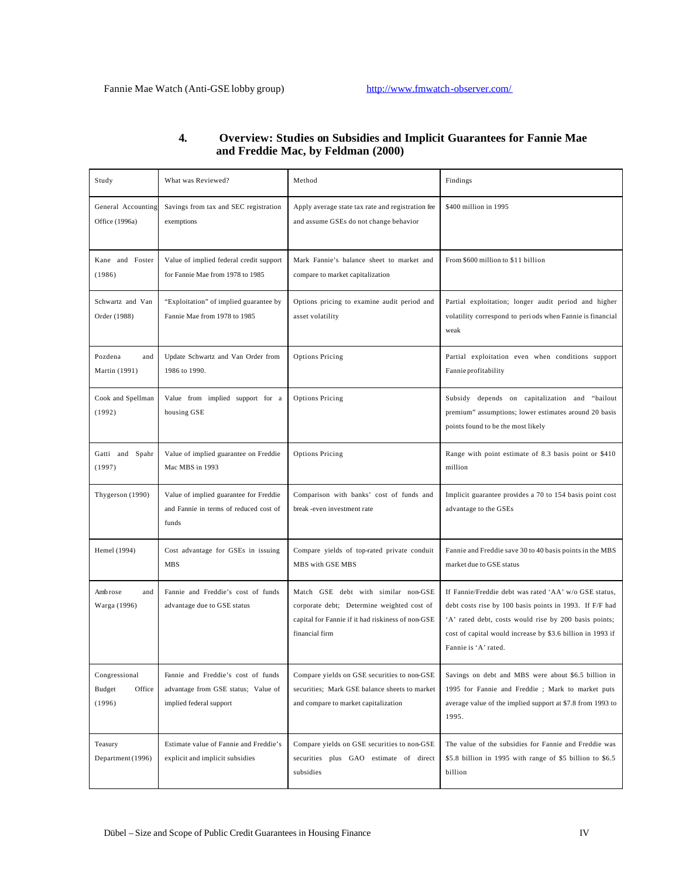Fannie Mae Watch (Anti-GSE lobby group) http://www.fmwatch-observer.com/

## 4. Overview: Studies on Subsidies and Implicit Guarantees for Fannie Mae and Freddie Mac, by Feldman (2000)

| Study | What was Reviewed? | Method | Findings |
|---|---|---|---|
| General Accounting Office (1996a) | Savings from tax and SEC registration exemptions | Apply average state tax rate and registration fee and assume GSEs do not change behavior | $400 million in 1995 |
| Kane and Foster (1986) | Value of implied federal credit support for Fannie Mae from 1978 to 1985 | Mark Fannie's balance sheet to market and compare to market capitalization | From $600 million to $11 billion |
| Schwartz and Van Order (1988) | "Exploitation" of implied guarantee by Fannie Mae from 1978 to 1985 | Options pricing to examine audit period and asset volatility | Partial exploitation; longer audit period and higher volatility correspond to periods when Fannie is financial weak |
| Pozdena and Martin (1991) | Update Schwartz and Van Order from 1986 to 1990. | Options Pricing | Partial exploitation even when conditions support Fannie profitability |
| Cook and Spellman (1992) | Value from implied support for a housing GSE | Options Pricing | Subsidy depends on capitalization and "bailout premium" assumptions; lower estimates around 20 basis points found to be the most likely |
| Gatti and Spahr (1997) | Value of implied guarantee on Freddie Mac MBS in 1993 | Options Pricing | Range with point estimate of 8.3 basis point or $410 million |
| Thygerson (1990) | Value of implied guarantee for Freddie and Fannie in terms of reduced cost of funds | Comparison with banks' cost of funds and break-even investment rate | Implicit guarantee provides a 70 to 154 basis point cost advantage to the GSEs |
| Hemel (1994) | Cost advantage for GSEs in issuing MBS | Compare yields of top-rated private conduit MBS with GSE MBS | Fannie and Freddie save 30 to 40 basis points in the MBS market due to GSE status |
| Ambrose and Warga (1996) | Fannie and Freddie's cost of funds advantage due to GSE status | Match GSE debt with similar non-GSE corporate debt; Determine weighted cost of capital for Fannie if it had riskiness of non-GSE financial firm | If Fannie/Freddie debt was rated 'AA' w/o GSE status, debt costs rise by 100 basis points in 1993. If F/F had 'A' rated debt, costs would rise by 200 basis points; cost of capital would increase by $3.6 billion in 1993 if Fannie is 'A' rated. |
| Congressional Budget Office (1996) | Fannie and Freddie's cost of funds advantage from GSE status; Value of implied federal support | Compare yields on GSE securities to non-GSE securities; Mark GSE balance sheets to market and compare to market capitalization | Savings on debt and MBS were about $6.5 billion in 1995 for Fannie and Freddie ; Mark to market puts average value of the implied support at $7.8 from 1993 to 1995. |
| Teasury Department (1996) | Estimate value of Fannie and Freddie's explicit and implicit subsidies | Compare yields on GSE securities to non-GSE securities plus GAO estimate of direct subsidies | The value of the subsidies for Fannie and Freddie was $5.8 billion in 1995 with range of $5 billion to $6.5 billion |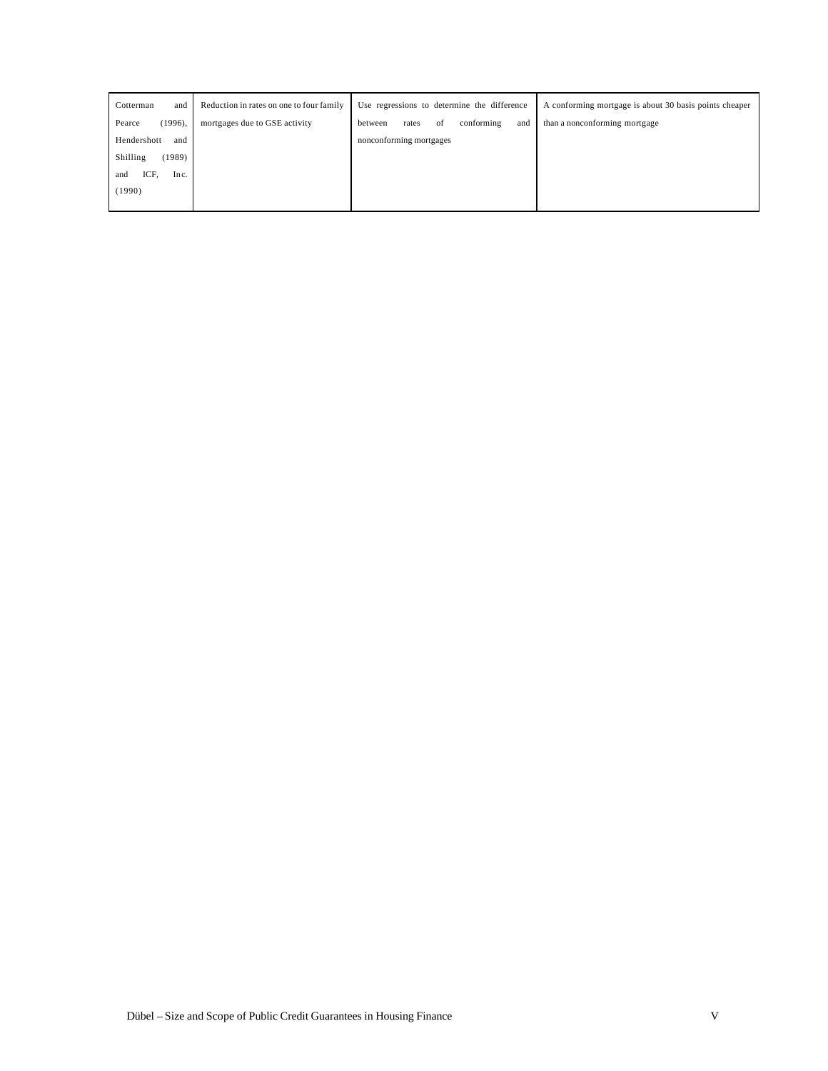| | | | |
|---|---|---|---|
| Cotterman and Pearce (1996), Hendershott and Shilling (1989) and ICF, Inc. (1990) | Reduction in rates on one to four family mortgages due to GSE activity | Use regressions to determine the difference between rates of conforming and nonconforming mortgages | A conforming mortgage is about 30 basis points cheaper than a nonconforming mortgage |